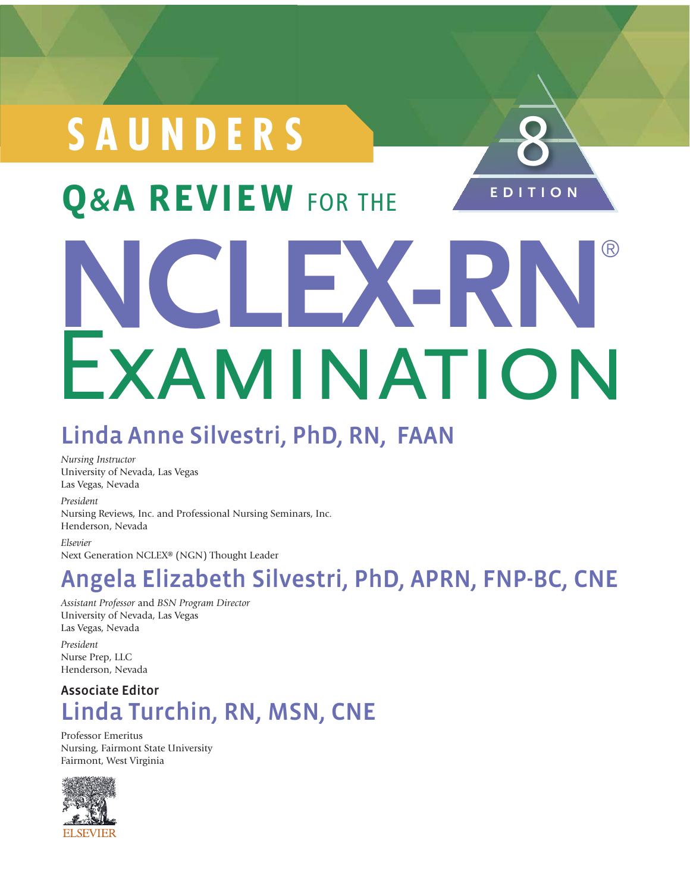# SAUNDERS

## Q&A REVIEW FOR THE NCLEX-RN® EXAMINATION

8 EDITION

### Linda Anne Silvestri, PhD, RN, FAAN

*Nursing Instructor*
University of Nevada, Las Vegas
Las Vegas, Nevada

*President*
Nursing Reviews, Inc. and Professional Nursing Seminars, Inc.
Henderson, Nevada

*Elsevier*
Next Generation NCLEX® (NGN) Thought Leader

### Angela Elizabeth Silvestri, PhD, APRN, FNP-BC, CNE

*Assistant Professor* and *BSN Program Director*
University of Nevada, Las Vegas
Las Vegas, Nevada

*President*
Nurse Prep, LLC
Henderson, Nevada

**Associate Editor**

### Linda Turchin, RN, MSN, CNE

Professor Emeritus
Nursing, Fairmont State University
Fairmont, West Virginia

ELSEVIER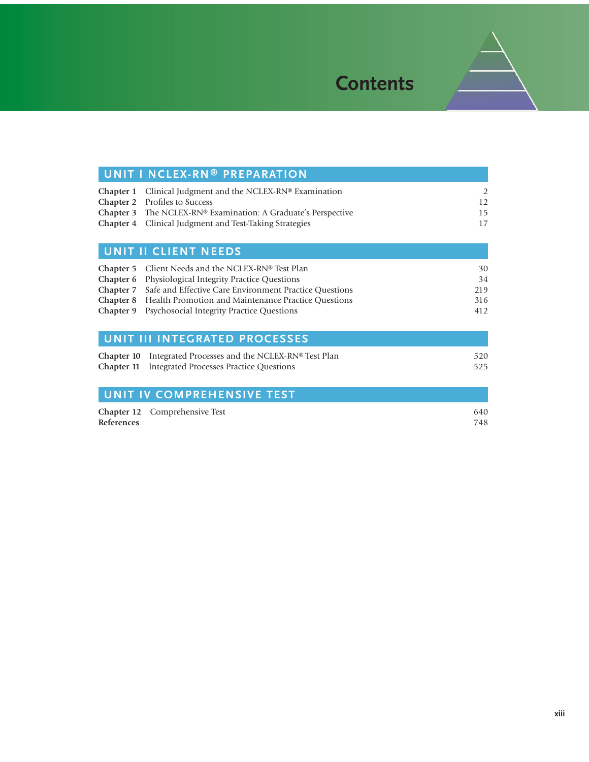# Contents

## UNIT I NCLEX-RN® PREPARATION

| | | |
|---|---|---|
| **Chapter 1** | Clinical Judgment and the NCLEX-RN® Examination | 2 |
| **Chapter 2** | Profiles to Success | 12 |
| **Chapter 3** | The NCLEX-RN® Examination: A Graduate's Perspective | 15 |
| **Chapter 4** | Clinical Judgment and Test-Taking Strategies | 17 |

## UNIT II CLIENT NEEDS

| | | |
|---|---|---|
| **Chapter 5** | Client Needs and the NCLEX-RN® Test Plan | 30 |
| **Chapter 6** | Physiological Integrity Practice Questions | 34 |
| **Chapter 7** | Safe and Effective Care Environment Practice Questions | 219 |
| **Chapter 8** | Health Promotion and Maintenance Practice Questions | 316 |
| **Chapter 9** | Psychosocial Integrity Practice Questions | 412 |

## UNIT III INTEGRATED PROCESSES

| | | |
|---|---|---|
| **Chapter 10** | Integrated Processes and the NCLEX-RN® Test Plan | 520 |
| **Chapter 11** | Integrated Processes Practice Questions | 525 |

## UNIT IV COMPREHENSIVE TEST

| | | |
|---|---|---|
| **Chapter 12** | Comprehensive Test | 640 |
| **References** | | 748 |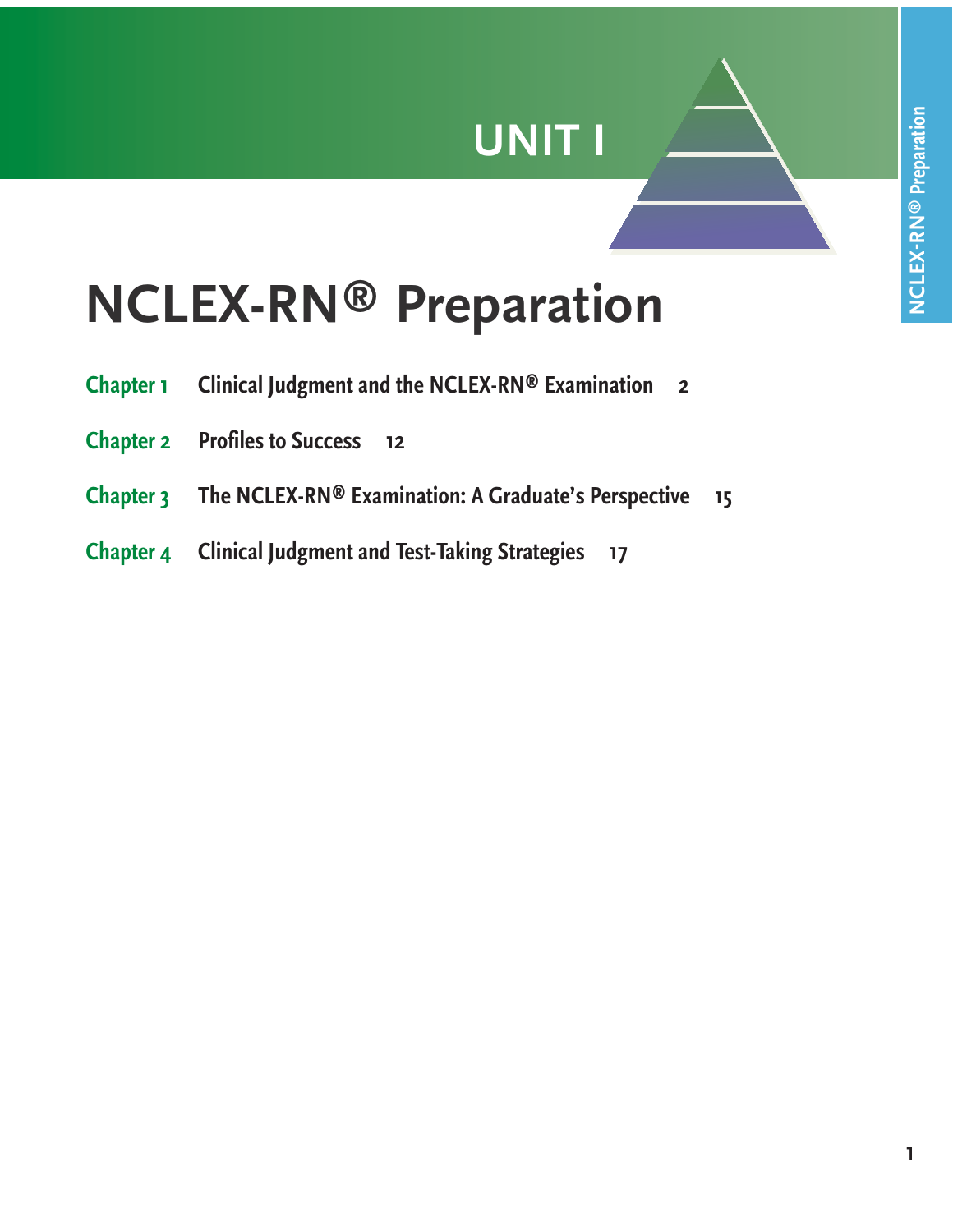# UNIT I

# NCLEX-RN® Preparation

**Chapter 1** Clinical Judgment and the NCLEX-RN® Examination 2

**Chapter 2** Profiles to Success 12

**Chapter 3** The NCLEX-RN® Examination: A Graduate's Perspective 15

**Chapter 4** Clinical Judgment and Test-Taking Strategies 17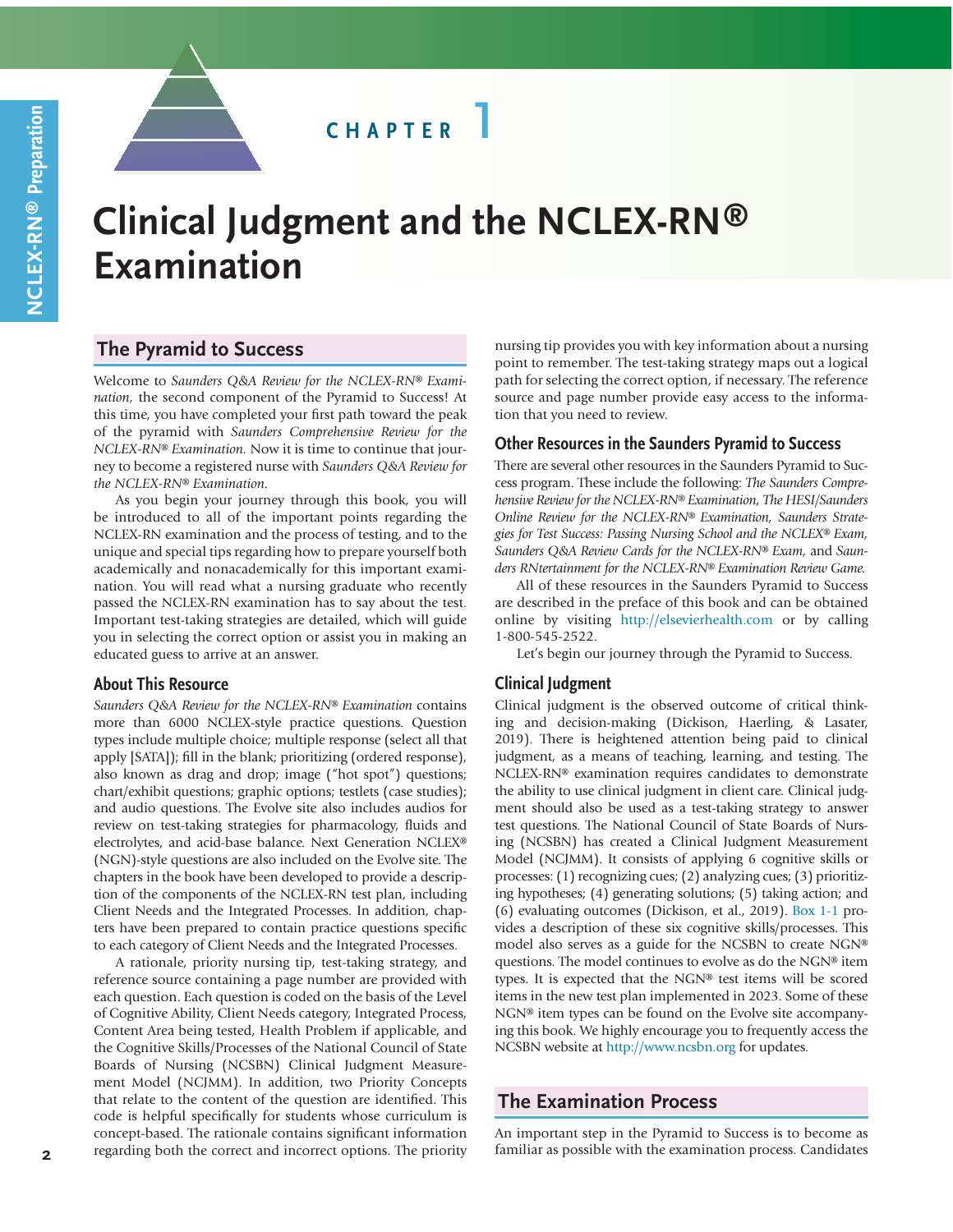# CHAPTER 1

# Clinical Judgment and the NCLEX-RN® Examination

## The Pyramid to Success

Welcome to *Saunders Q&A Review for the NCLEX-RN® Examination,* the second component of the Pyramid to Success! At this time, you have completed your first path toward the peak of the pyramid with *Saunders Comprehensive Review for the NCLEX-RN® Examination.* Now it is time to continue that journey to become a registered nurse with *Saunders Q&A Review for the NCLEX-RN® Examination.*

As you begin your journey through this book, you will be introduced to all of the important points regarding the NCLEX-RN examination and the process of testing, and to the unique and special tips regarding how to prepare yourself both academically and nonacademically for this important examination. You will read what a nursing graduate who recently passed the NCLEX-RN examination has to say about the test. Important test-taking strategies are detailed, which will guide you in selecting the correct option or assist you in making an educated guess to arrive at an answer.

### About This Resource

*Saunders Q&A Review for the NCLEX-RN® Examination* contains more than 6000 NCLEX-style practice questions. Question types include multiple choice; multiple response (select all that apply [SATA]); fill in the blank; prioritizing (ordered response), also known as drag and drop; image ("hot spot") questions; chart/exhibit questions; graphic options; testlets (case studies); and audio questions. The Evolve site also includes audios for review on test-taking strategies for pharmacology, fluids and electrolytes, and acid-base balance. Next Generation NCLEX® (NGN)-style questions are also included on the Evolve site. The chapters in the book have been developed to provide a description of the components of the NCLEX-RN test plan, including Client Needs and the Integrated Processes. In addition, chapters have been prepared to contain practice questions specific to each category of Client Needs and the Integrated Processes.

A rationale, priority nursing tip, test-taking strategy, and reference source containing a page number are provided with each question. Each question is coded on the basis of the Level of Cognitive Ability, Client Needs category, Integrated Process, Content Area being tested, Health Problem if applicable, and the Cognitive Skills/Processes of the National Council of State Boards of Nursing (NCSBN) Clinical Judgment Measurement Model (NCJMM). In addition, two Priority Concepts that relate to the content of the question are identified. This code is helpful specifically for students whose curriculum is concept-based. The rationale contains significant information regarding both the correct and incorrect options. The priority nursing tip provides you with key information about a nursing point to remember. The test-taking strategy maps out a logical path for selecting the correct option, if necessary. The reference source and page number provide easy access to the information that you need to review.

### Other Resources in the Saunders Pyramid to Success

There are several other resources in the Saunders Pyramid to Success program. These include the following: *The Saunders Comprehensive Review for the NCLEX-RN® Examination, The HESI/Saunders Online Review for the NCLEX-RN® Examination, Saunders Strategies for Test Success: Passing Nursing School and the NCLEX® Exam, Saunders Q&A Review Cards for the NCLEX-RN® Exam,* and *Saunders RNtertainment for the NCLEX-RN® Examination Review Game.*

All of these resources in the Saunders Pyramid to Success are described in the preface of this book and can be obtained online by visiting http://elsevierhealth.com or by calling 1-800-545-2522.

Let's begin our journey through the Pyramid to Success.

### Clinical Judgment

Clinical judgment is the observed outcome of critical thinking and decision-making (Dickison, Haerling, & Lasater, 2019). There is heightened attention being paid to clinical judgment, as a means of teaching, learning, and testing. The NCLEX-RN® examination requires candidates to demonstrate the ability to use clinical judgment in client care. Clinical judgment should also be used as a test-taking strategy to answer test questions. The National Council of State Boards of Nursing (NCSBN) has created a Clinical Judgment Measurement Model (NCJMM). It consists of applying 6 cognitive skills or processes: (1) recognizing cues; (2) analyzing cues; (3) prioritizing hypotheses; (4) generating solutions; (5) taking action; and (6) evaluating outcomes (Dickison, et al., 2019). Box 1-1 provides a description of these six cognitive skills/processes. This model also serves as a guide for the NCSBN to create NGN® questions. The model continues to evolve as do the NGN® item types. It is expected that the NGN® test items will be scored items in the new test plan implemented in 2023. Some of these NGN® item types can be found on the Evolve site accompanying this book. We highly encourage you to frequently access the NCSBN website at http://www.ncsbn.org for updates.

## The Examination Process

An important step in the Pyramid to Success is to become as familiar as possible with the examination process. Candidates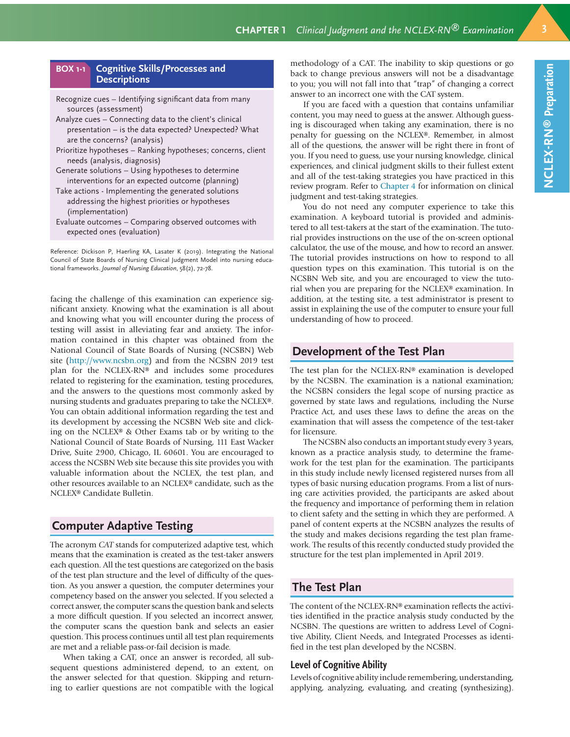**BOX 1-1 Cognitive Skills/Processes and Descriptions**

Recognize cues – Identifying significant data from many sources (assessment)
Analyze cues – Connecting data to the client's clinical presentation – is the data expected? Unexpected? What are the concerns? (analysis)
Prioritize hypotheses – Ranking hypotheses; concerns, client needs (analysis, diagnosis)
Generate solutions – Using hypotheses to determine interventions for an expected outcome (planning)
Take actions - Implementing the generated solutions addressing the highest priorities or hypotheses (implementation)
Evaluate outcomes – Comparing observed outcomes with expected ones (evaluation)

Reference: Dickison P, Haerling KA, Lasater K (2019). Integrating the National Council of State Boards of Nursing Clinical Judgment Model into nursing educational frameworks. *Journal of Nursing Education*, 58(2), 72-78.

facing the challenge of this examination can experience significant anxiety. Knowing what the examination is all about and knowing what you will encounter during the process of testing will assist in alleviating fear and anxiety. The information contained in this chapter was obtained from the National Council of State Boards of Nursing (NCSBN) Web site (http://www.ncsbn.org) and from the NCSBN 2019 test plan for the NCLEX-RN® and includes some procedures related to registering for the examination, testing procedures, and the answers to the questions most commonly asked by nursing students and graduates preparing to take the NCLEX®. You can obtain additional information regarding the test and its development by accessing the NCSBN Web site and clicking on the NCLEX® & Other Exams tab or by writing to the National Council of State Boards of Nursing, 111 East Wacker Drive, Suite 2900, Chicago, IL 60601. You are encouraged to access the NCSBN Web site because this site provides you with valuable information about the NCLEX, the test plan, and other resources available to an NCLEX® candidate, such as the NCLEX® Candidate Bulletin.

## Computer Adaptive Testing

The acronym *CAT* stands for computerized adaptive test, which means that the examination is created as the test-taker answers each question. All the test questions are categorized on the basis of the test plan structure and the level of difficulty of the question. As you answer a question, the computer determines your competency based on the answer you selected. If you selected a correct answer, the computer scans the question bank and selects a more difficult question. If you selected an incorrect answer, the computer scans the question bank and selects an easier question. This process continues until all test plan requirements are met and a reliable pass-or-fail decision is made.

When taking a CAT, once an answer is recorded, all subsequent questions administered depend, to an extent, on the answer selected for that question. Skipping and returning to earlier questions are not compatible with the logical methodology of a CAT. The inability to skip questions or go back to change previous answers will not be a disadvantage to you; you will not fall into that "trap" of changing a correct answer to an incorrect one with the CAT system.

If you are faced with a question that contains unfamiliar content, you may need to guess at the answer. Although guessing is discouraged when taking any examination, there is no penalty for guessing on the NCLEX®. Remember, in almost all of the questions, the answer will be right there in front of you. If you need to guess, use your nursing knowledge, clinical experiences, and clinical judgment skills to their fullest extent and all of the test-taking strategies you have practiced in this review program. Refer to Chapter 4 for information on clinical judgment and test-taking strategies.

You do not need any computer experience to take this examination. A keyboard tutorial is provided and administered to all test-takers at the start of the examination. The tutorial provides instructions on the use of the on-screen optional calculator, the use of the mouse, and how to record an answer. The tutorial provides instructions on how to respond to all question types on this examination. This tutorial is on the NCSBN Web site, and you are encouraged to view the tutorial when you are preparing for the NCLEX® examination. In addition, at the testing site, a test administrator is present to assist in explaining the use of the computer to ensure your full understanding of how to proceed.

## Development of the Test Plan

The test plan for the NCLEX-RN® examination is developed by the NCSBN. The examination is a national examination; the NCSBN considers the legal scope of nursing practice as governed by state laws and regulations, including the Nurse Practice Act, and uses these laws to define the areas on the examination that will assess the competence of the test-taker for licensure.

The NCSBN also conducts an important study every 3 years, known as a practice analysis study, to determine the framework for the test plan for the examination. The participants in this study include newly licensed registered nurses from all types of basic nursing education programs. From a list of nursing care activities provided, the participants are asked about the frequency and importance of performing them in relation to client safety and the setting in which they are performed. A panel of content experts at the NCSBN analyzes the results of the study and makes decisions regarding the test plan framework. The results of this recently conducted study provided the structure for the test plan implemented in April 2019.

## The Test Plan

The content of the NCLEX-RN® examination reflects the activities identified in the practice analysis study conducted by the NCSBN. The questions are written to address Level of Cognitive Ability, Client Needs, and Integrated Processes as identified in the test plan developed by the NCSBN.

### Level of Cognitive Ability

Levels of cognitive ability include remembering, understanding, applying, analyzing, evaluating, and creating (synthesizing).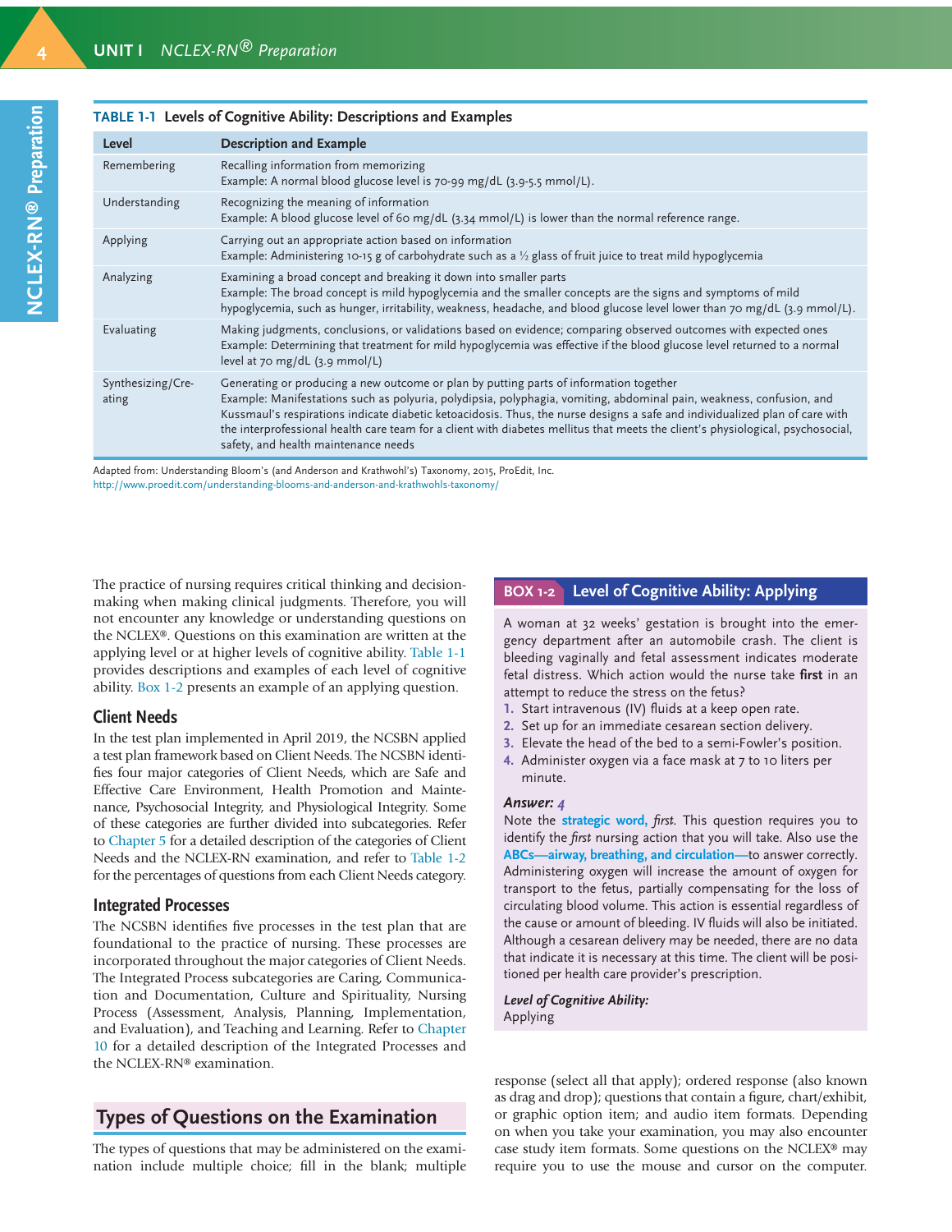**TABLE 1-1 Levels of Cognitive Ability: Descriptions and Examples**

| Level | Description and Example |
|---|---|
| Remembering | Recalling information from memorizing<br>Example: A normal blood glucose level is 70-99 mg/dL (3.9-5.5 mmol/L). |
| Understanding | Recognizing the meaning of information<br>Example: A blood glucose level of 60 mg/dL (3.34 mmol/L) is lower than the normal reference range. |
| Applying | Carrying out an appropriate action based on information<br>Example: Administering 10-15 g of carbohydrate such as a ½ glass of fruit juice to treat mild hypoglycemia |
| Analyzing | Examining a broad concept and breaking it down into smaller parts<br>Example: The broad concept is mild hypoglycemia and the smaller concepts are the signs and symptoms of mild hypoglycemia, such as hunger, irritability, weakness, headache, and blood glucose level lower than 70 mg/dL (3.9 mmol/L). |
| Evaluating | Making judgments, conclusions, or validations based on evidence; comparing observed outcomes with expected ones<br>Example: Determining that treatment for mild hypoglycemia was effective if the blood glucose level returned to a normal level at 70 mg/dL (3.9 mmol/L) |
| Synthesizing/Creating | Generating or producing a new outcome or plan by putting parts of information together<br>Example: Manifestations such as polyuria, polydipsia, polyphagia, vomiting, abdominal pain, weakness, confusion, and Kussmaul's respirations indicate diabetic ketoacidosis. Thus, the nurse designs a safe and individualized plan of care with the interprofessional health care team for a client with diabetes mellitus that meets the client's physiological, psychosocial, safety, and health maintenance needs |

Adapted from: Understanding Bloom's (and Anderson and Krathwohl's) Taxonomy, 2015, ProEdit, Inc. http://www.proedit.com/understanding-blooms-and-anderson-and-krathwohls-taxonomy/

The practice of nursing requires critical thinking and decision-making when making clinical judgments. Therefore, you will not encounter any knowledge or understanding questions on the NCLEX®. Questions on this examination are written at the applying level or at higher levels of cognitive ability. Table 1-1 provides descriptions and examples of each level of cognitive ability. Box 1-2 presents an example of an applying question.

## Client Needs

In the test plan implemented in April 2019, the NCSBN applied a test plan framework based on Client Needs. The NCSBN identifies four major categories of Client Needs, which are Safe and Effective Care Environment, Health Promotion and Maintenance, Psychosocial Integrity, and Physiological Integrity. Some of these categories are further divided into subcategories. Refer to Chapter 5 for a detailed description of the categories of Client Needs and the NCLEX-RN examination, and refer to Table 1-2 for the percentages of questions from each Client Needs category.

## Integrated Processes

The NCSBN identifies five processes in the test plan that are foundational to the practice of nursing. These processes are incorporated throughout the major categories of Client Needs. The Integrated Process subcategories are Caring, Communication and Documentation, Culture and Spirituality, Nursing Process (Assessment, Analysis, Planning, Implementation, and Evaluation), and Teaching and Learning. Refer to Chapter 10 for a detailed description of the Integrated Processes and the NCLEX-RN® examination.

> **BOX 1-2 Level of Cognitive Ability: Applying**
>
> A woman at 32 weeks' gestation is brought into the emergency department after an automobile crash. The client is bleeding vaginally and fetal assessment indicates moderate fetal distress. Which action would the nurse take **first** in an attempt to reduce the stress on the fetus?
>
> 1. Start intravenous (IV) fluids at a keep open rate.
> 2. Set up for an immediate cesarean section delivery.
> 3. Elevate the head of the bed to a semi-Fowler's position.
> 4. Administer oxygen via a face mask at 7 to 10 liters per minute.
>
> ***Answer:*** *4*
>
> Note the **strategic word,** *first*. This question requires you to identify the *first* nursing action that you will take. Also use the **ABCs—airway, breathing, and circulation—**to answer correctly. Administering oxygen will increase the amount of oxygen for transport to the fetus, partially compensating for the loss of circulating blood volume. This action is essential regardless of the cause or amount of bleeding. IV fluids will also be initiated. Although a cesarean delivery may be needed, there are no data that indicate it is necessary at this time. The client will be positioned per health care provider's prescription.
>
> ***Level of Cognitive Ability:***
> Applying

## Types of Questions on the Examination

The types of questions that may be administered on the examination include multiple choice; fill in the blank; multiple response (select all that apply); ordered response (also known as drag and drop); questions that contain a figure, chart/exhibit, or graphic option item; and audio item formats. Depending on when you take your examination, you may also encounter case study item formats. Some questions on the NCLEX® may require you to use the mouse and cursor on the computer.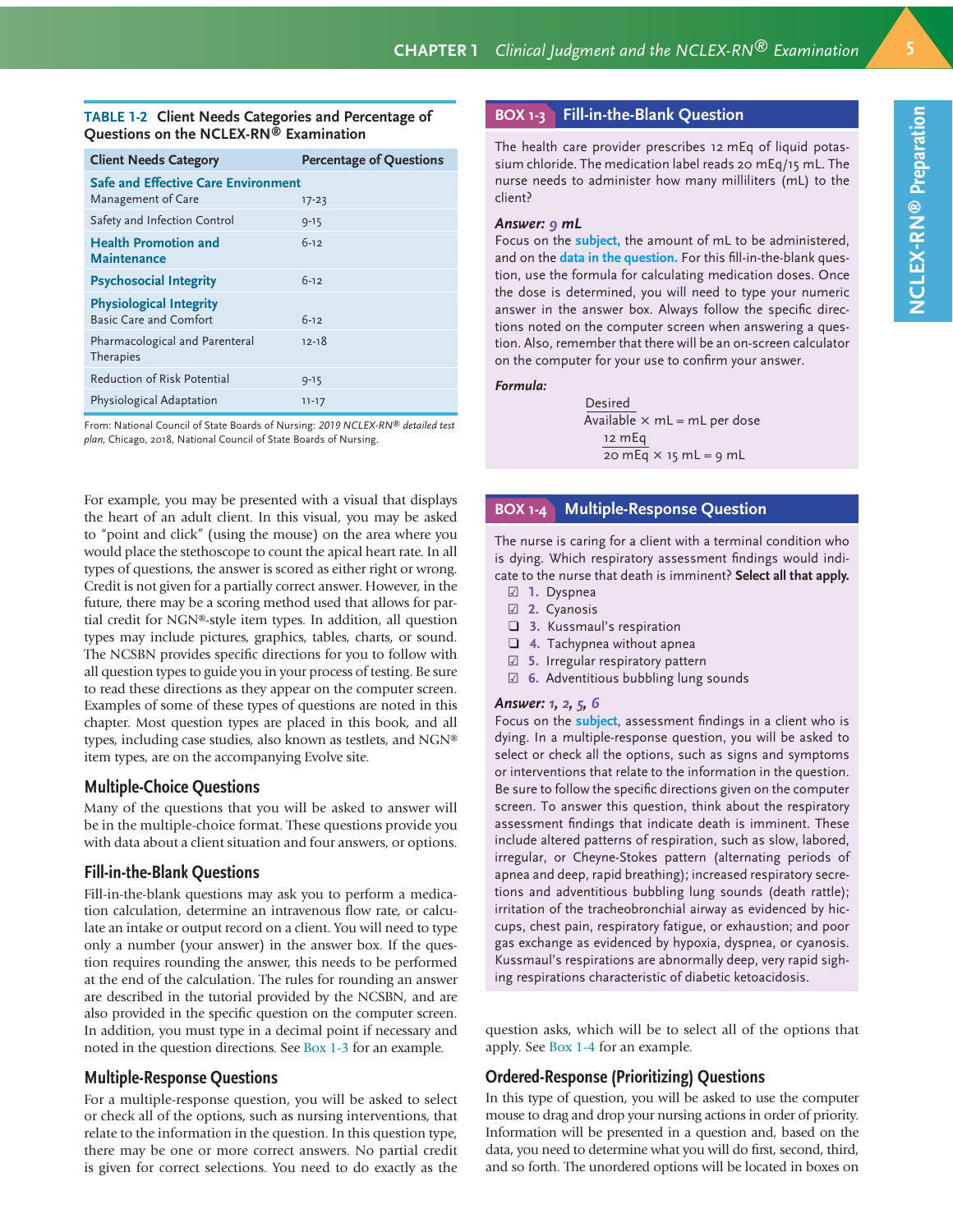**TABLE 1-2 Client Needs Categories and Percentage of Questions on the NCLEX-RN® Examination**

| Client Needs Category | Percentage of Questions |
|---|---|
| **Safe and Effective Care Environment** | |
| Management of Care | 17-23 |
| Safety and Infection Control | 9-15 |
| **Health Promotion and Maintenance** | 6-12 |
| **Psychosocial Integrity** | 6-12 |
| **Physiological Integrity** | |
| Basic Care and Comfort | 6-12 |
| Pharmacological and Parenteral Therapies | 12-18 |
| Reduction of Risk Potential | 9-15 |
| Physiological Adaptation | 11-17 |

From: National Council of State Boards of Nursing: *2019 NCLEX-RN® detailed test plan*, Chicago, 2018, National Council of State Boards of Nursing.

For example, you may be presented with a visual that displays the heart of an adult client. In this visual, you may be asked to "point and click" (using the mouse) on the area where you would place the stethoscope to count the apical heart rate. In all types of questions, the answer is scored as either right or wrong. Credit is not given for a partially correct answer. However, in the future, there may be a scoring method used that allows for partial credit for NGN®-style item types. In addition, all question types may include pictures, graphics, tables, charts, or sound. The NCSBN provides specific directions for you to follow with all question types to guide you in your process of testing. Be sure to read these directions as they appear on the computer screen. Examples of some of these types of questions are noted in this chapter. Most question types are placed in this book, and all types, including case studies, also known as testlets, and NGN® item types, are on the accompanying Evolve site.

## Multiple-Choice Questions

Many of the questions that you will be asked to answer will be in the multiple-choice format. These questions provide you with data about a client situation and four answers, or options.

## Fill-in-the-Blank Questions

Fill-in-the-blank questions may ask you to perform a medication calculation, determine an intravenous flow rate, or calculate an intake or output record on a client. You will need to type only a number (your answer) in the answer box. If the question requires rounding the answer, this needs to be performed at the end of the calculation. The rules for rounding an answer are described in the tutorial provided by the NCSBN, and are also provided in the specific question on the computer screen. In addition, you must type in a decimal point if necessary and noted in the question directions. See Box 1-3 for an example.

### BOX 1-3 Fill-in-the-Blank Question

The health care provider prescribes 12 mEq of liquid potassium chloride. The medication label reads 20 mEq/15 mL. The nurse needs to administer how many milliliters (mL) to the client?

***Answer:*** ***9 mL***

Focus on the **subject,** the amount of mL to be administered, and on the **data in the question.** For this fill-in-the-blank question, use the formula for calculating medication doses. Once the dose is determined, you will need to type your numeric answer in the answer box. Always follow the specific directions noted on the computer screen when answering a question. Also, remember that there will be an on-screen calculator on the computer for your use to confirm your answer.

***Formula:***

$$\frac{\text{Desired}}{\text{Available}} \times \text{mL} = \text{mL per dose}$$

$$\frac{12 \text{ mEq}}{20 \text{ mEq}} \times 15 \text{ mL} = 9 \text{ mL}$$

## Multiple-Response Questions

For a multiple-response question, you will be asked to select or check all of the options, such as nursing interventions, that relate to the information in the question. In this question type, there may be one or more correct answers. No partial credit is given for correct selections. You need to do exactly as the question asks, which will be to select all of the options that apply. See Box 1-4 for an example.

### BOX 1-4 Multiple-Response Question

The nurse is caring for a client with a terminal condition who is dying. Which respiratory assessment findings would indicate to the nurse that death is imminent? **Select all that apply.**

- ☑ **1.** Dyspnea
- ☑ **2.** Cyanosis
- ☐ **3.** Kussmaul's respiration
- ☐ **4.** Tachypnea without apnea
- ☑ **5.** Irregular respiratory pattern
- ☑ **6.** Adventitious bubbling lung sounds

***Answer:*** ***1, 2, 5, 6***

Focus on the **subject**, assessment findings in a client who is dying. In a multiple-response question, you will be asked to select or check all the options, such as signs and symptoms or interventions that relate to the information in the question. Be sure to follow the specific directions given on the computer screen. To answer this question, think about the respiratory assessment findings that indicate death is imminent. These include altered patterns of respiration, such as slow, labored, irregular, or Cheyne-Stokes pattern (alternating periods of apnea and deep, rapid breathing); increased respiratory secretions and adventitious bubbling lung sounds (death rattle); irritation of the tracheobronchial airway as evidenced by hiccups, chest pain, respiratory fatigue, or exhaustion; and poor gas exchange as evidenced by hypoxia, dyspnea, or cyanosis. Kussmaul's respirations are abnormally deep, very rapid sighing respirations characteristic of diabetic ketoacidosis.

## Ordered-Response (Prioritizing) Questions

In this type of question, you will be asked to use the computer mouse to drag and drop your nursing actions in order of priority. Information will be presented in a question and, based on the data, you need to determine what you will do first, second, third, and so forth. The unordered options will be located in boxes on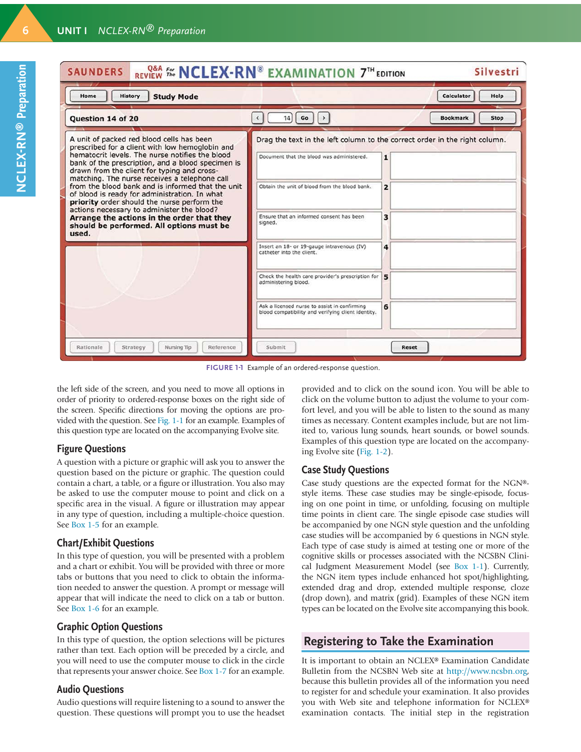SAUNDERS Q&A REVIEW For The NCLEX-RN® EXAMINATION 7TH EDITION Silvestri

Home | History | Study Mode | Calculator | Help

Question 14 of 20 | 14 | Go | Bookmark | Stop

A unit of packed red blood cells has been prescribed for a client with low hemoglobin and hematocrit levels. The nurse notifies the blood bank of the prescription, and a blood specimen is drawn from the client for typing and cross-matching. The nurse receives a telephone call from the blood bank and is informed that the unit of blood is ready for administration. In what **priority** order should the nurse perform the actions necessary to administer the blood? **Arrange the actions in the order that they should be performed. All options must be used.**

Drag the text in the left column to the correct order in the right column.

| | # | |
|---|---|---|
| Document that the blood was administered. | 1 | |
| Obtain the unit of blood from the blood bank. | 2 | |
| Ensure that an informed consent has been signed. | 3 | |
| Insert an 18- or 19-gauge intravenous (IV) catheter into the client. | 4 | |
| Check the health care provider's prescription for administering blood. | 5 | |
| Ask a licensed nurse to assist in confirming blood compatibility and verifying client identity. | 6 | |

Rationale | Strategy | Nursing Tip | Reference | Submit | Reset

FIGURE 1-1 Example of an ordered-response question.

the left side of the screen, and you need to move all options in order of priority to ordered-response boxes on the right side of the screen. Specific directions for moving the options are provided with the question. See Fig. 1-1 for an example. Examples of this question type are located on the accompanying Evolve site.

## Figure Questions

A question with a picture or graphic will ask you to answer the question based on the picture or graphic. The question could contain a chart, a table, or a figure or illustration. You also may be asked to use the computer mouse to point and click on a specific area in the visual. A figure or illustration may appear in any type of question, including a multiple-choice question. See Box 1-5 for an example.

## Chart/Exhibit Questions

In this type of question, you will be presented with a problem and a chart or exhibit. You will be provided with three or more tabs or buttons that you need to click to obtain the information needed to answer the question. A prompt or message will appear that will indicate the need to click on a tab or button. See Box 1-6 for an example.

## Graphic Option Questions

In this type of question, the option selections will be pictures rather than text. Each option will be preceded by a circle, and you will need to use the computer mouse to click in the circle that represents your answer choice. See Box 1-7 for an example.

## Audio Questions

Audio questions will require listening to a sound to answer the question. These questions will prompt you to use the headset provided and to click on the sound icon. You will be able to click on the volume button to adjust the volume to your comfort level, and you will be able to listen to the sound as many times as necessary. Content examples include, but are not limited to, various lung sounds, heart sounds, or bowel sounds. Examples of this question type are located on the accompanying Evolve site (Fig. 1-2).

## Case Study Questions

Case study questions are the expected format for the NGN®-style items. These case studies may be single-episode, focusing on one point in time, or unfolding, focusing on multiple time points in client care. The single episode case studies will be accompanied by one NGN style question and the unfolding case studies will be accompanied by 6 questions in NGN style. Each type of case study is aimed at testing one or more of the cognitive skills or processes associated with the NCSBN Clinical Judgment Measurement Model (see Box 1-1). Currently, the NGN item types include enhanced hot spot/highlighting, extended drag and drop, extended multiple response, cloze (drop down), and matrix (grid). Examples of these NGN item types can be located on the Evolve site accompanying this book.

# Registering to Take the Examination

It is important to obtain an NCLEX® Examination Candidate Bulletin from the NCSBN Web site at http://www.ncsbn.org, because this bulletin provides all of the information you need to register for and schedule your examination. It also provides you with Web site and telephone information for NCLEX® examination contacts. The initial step in the registration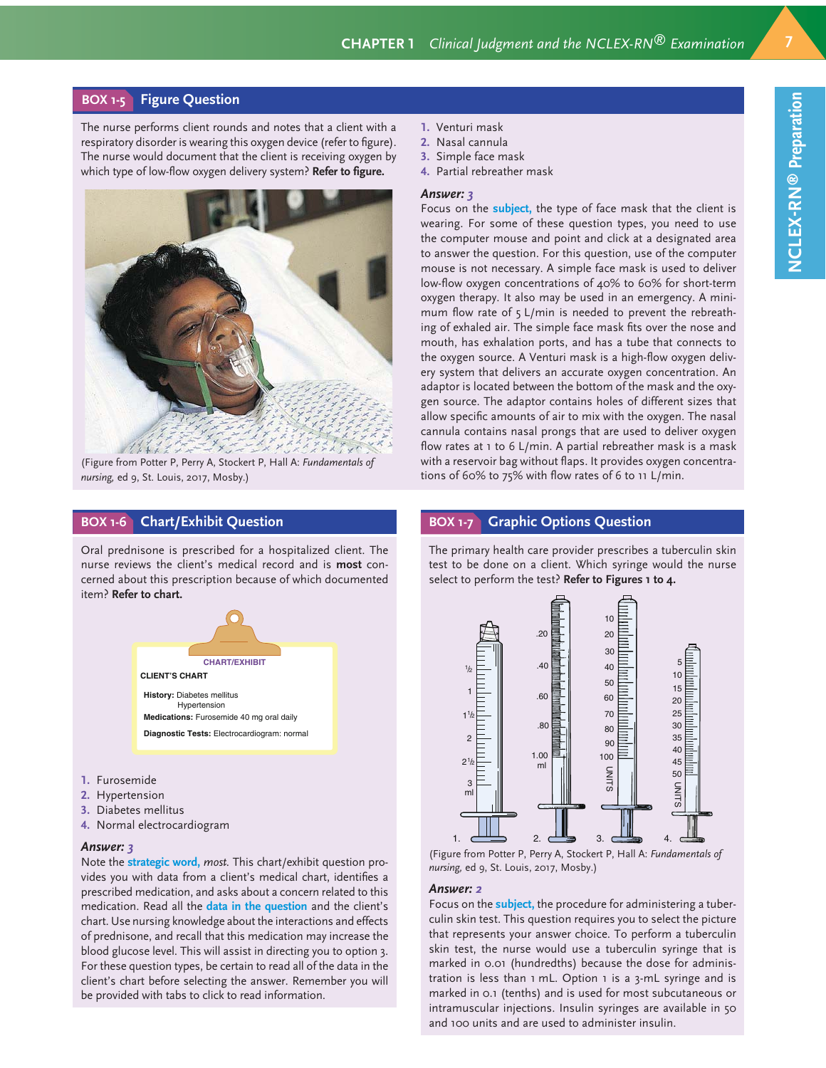## BOX 1-5 Figure Question

The nurse performs client rounds and notes that a client with a respiratory disorder is wearing this oxygen device (refer to figure). The nurse would document that the client is receiving oxygen by which type of low-flow oxygen delivery system? **Refer to figure.**

(Figure from Potter P, Perry A, Stockert P, Hall A: *Fundamentals of nursing,* ed 9, St. Louis, 2017, Mosby.)

1. Venturi mask
2. Nasal cannula
3. Simple face mask
4. Partial rebreather mask

***Answer:*** *3*

Focus on the **subject,** the type of face mask that the client is wearing. For some of these question types, you need to use the computer mouse and point and click at a designated area to answer the question. For this question, use of the computer mouse is not necessary. A simple face mask is used to deliver low-flow oxygen concentrations of 40% to 60% for short-term oxygen therapy. It also may be used in an emergency. A minimum flow rate of 5 L/min is needed to prevent the rebreathing of exhaled air. The simple face mask fits over the nose and mouth, has exhalation ports, and has a tube that connects to the oxygen source. A Venturi mask is a high-flow oxygen delivery system that delivers an accurate oxygen concentration. An adaptor is located between the bottom of the mask and the oxygen source. The adaptor contains holes of different sizes that allow specific amounts of air to mix with the oxygen. The nasal cannula contains nasal prongs that are used to deliver oxygen flow rates at 1 to 6 L/min. A partial rebreather mask is a mask with a reservoir bag without flaps. It provides oxygen concentrations of 60% to 75% with flow rates of 6 to 11 L/min.

## BOX 1-6 Chart/Exhibit Question

Oral prednisone is prescribed for a hospitalized client. The nurse reviews the client's medical record and is **most** concerned about this prescription because of which documented item? **Refer to chart.**

CHART/EXHIBIT

CLIENT'S CHART

**History:** Diabetes mellitus
Hypertension

**Medications:** Furosemide 40 mg oral daily

**Diagnostic Tests:** Electrocardiogram: normal

1. Furosemide
2. Hypertension
3. Diabetes mellitus
4. Normal electrocardiogram

***Answer:*** *3*

Note the **strategic word,** *most.* This chart/exhibit question provides you with data from a client's medical chart, identifies a prescribed medication, and asks about a concern related to this medication. Read all the **data in the question** and the client's chart. Use nursing knowledge about the interactions and effects of prednisone, and recall that this medication may increase the blood glucose level. This will assist in directing you to option 3. For these question types, be certain to read all of the data in the client's chart before selecting the answer. Remember you will be provided with tabs to click to read information.

## BOX 1-7 Graphic Options Question

The primary health care provider prescribes a tuberculin skin test to be done on a client. Which syringe would the nurse select to perform the test? **Refer to Figures 1 to 4.**

(Figure from Potter P, Perry A, Stockert P, Hall A: *Fundamentals of nursing,* ed 9, St. Louis, 2017, Mosby.)

***Answer:*** *2*

Focus on the **subject,** the procedure for administering a tuberculin skin test. This question requires you to select the picture that represents your answer choice. To perform a tuberculin skin test, the nurse would use a tuberculin syringe that is marked in 0.01 (hundredths) because the dose for administration is less than 1 mL. Option 1 is a 3-mL syringe and is marked in 0.1 (tenths) and is used for most subcutaneous or intramuscular injections. Insulin syringes are available in 50 and 100 units and are used to administer insulin.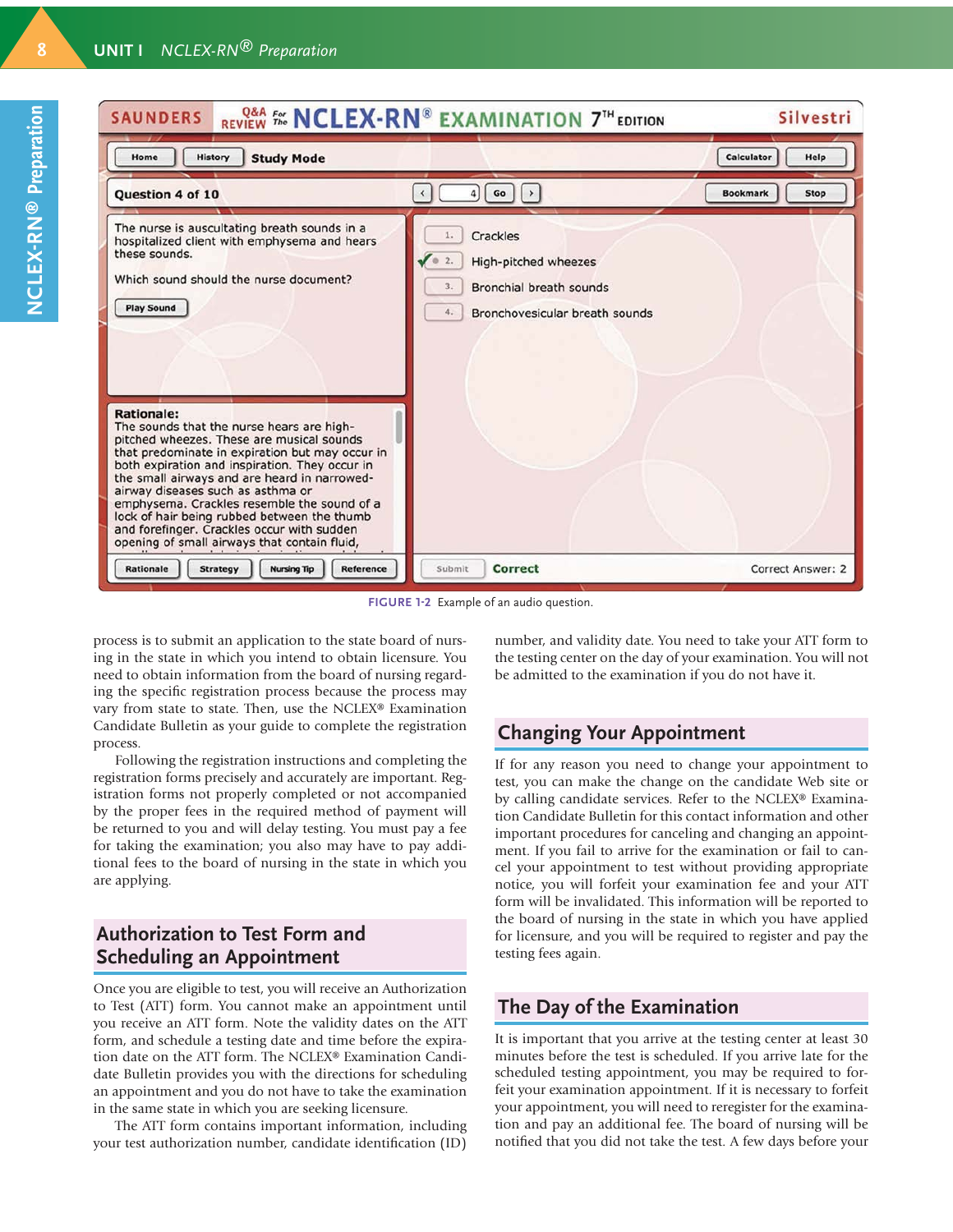FIGURE 1-2 Example of an audio question.

process is to submit an application to the state board of nursing in the state in which you intend to obtain licensure. You need to obtain information from the board of nursing regarding the specific registration process because the process may vary from state to state. Then, use the NCLEX® Examination Candidate Bulletin as your guide to complete the registration process.

Following the registration instructions and completing the registration forms precisely and accurately are important. Registration forms not properly completed or not accompanied by the proper fees in the required method of payment will be returned to you and will delay testing. You must pay a fee for taking the examination; you also may have to pay additional fees to the board of nursing in the state in which you are applying.

## Authorization to Test Form and Scheduling an Appointment

Once you are eligible to test, you will receive an Authorization to Test (ATT) form. You cannot make an appointment until you receive an ATT form. Note the validity dates on the ATT form, and schedule a testing date and time before the expiration date on the ATT form. The NCLEX® Examination Candidate Bulletin provides you with the directions for scheduling an appointment and you do not have to take the examination in the same state in which you are seeking licensure.

The ATT form contains important information, including your test authorization number, candidate identification (ID) number, and validity date. You need to take your ATT form to the testing center on the day of your examination. You will not be admitted to the examination if you do not have it.

## Changing Your Appointment

If for any reason you need to change your appointment to test, you can make the change on the candidate Web site or by calling candidate services. Refer to the NCLEX® Examination Candidate Bulletin for this contact information and other important procedures for canceling and changing an appointment. If you fail to arrive for the examination or fail to cancel your appointment to test without providing appropriate notice, you will forfeit your examination fee and your ATT form will be invalidated. This information will be reported to the board of nursing in the state in which you have applied for licensure, and you will be required to register and pay the testing fees again.

## The Day of the Examination

It is important that you arrive at the testing center at least 30 minutes before the test is scheduled. If you arrive late for the scheduled testing appointment, you may be required to forfeit your examination appointment. If it is necessary to forfeit your appointment, you will need to reregister for the examination and pay an additional fee. The board of nursing will be notified that you did not take the test. A few days before your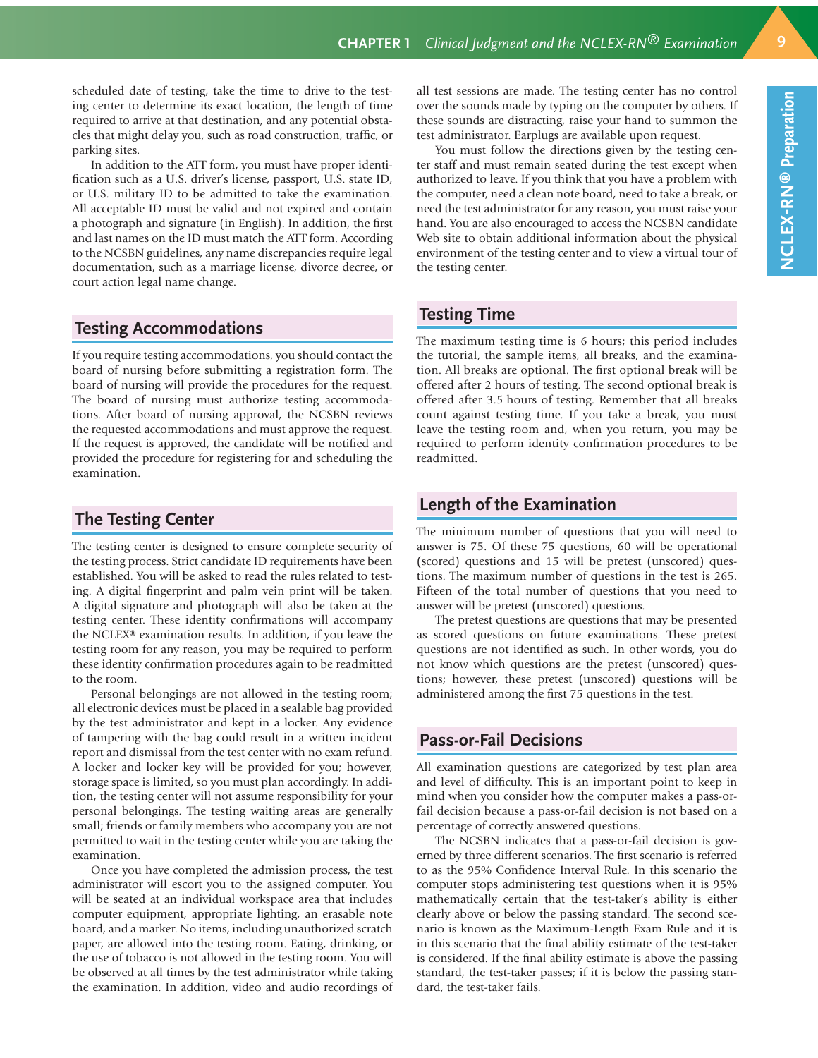scheduled date of testing, take the time to drive to the testing center to determine its exact location, the length of time required to arrive at that destination, and any potential obstacles that might delay you, such as road construction, traffic, or parking sites.

In addition to the ATT form, you must have proper identification such as a U.S. driver's license, passport, U.S. state ID, or U.S. military ID to be admitted to take the examination. All acceptable ID must be valid and not expired and contain a photograph and signature (in English). In addition, the first and last names on the ID must match the ATT form. According to the NCSBN guidelines, any name discrepancies require legal documentation, such as a marriage license, divorce decree, or court action legal name change.

## Testing Accommodations

If you require testing accommodations, you should contact the board of nursing before submitting a registration form. The board of nursing will provide the procedures for the request. The board of nursing must authorize testing accommodations. After board of nursing approval, the NCSBN reviews the requested accommodations and must approve the request. If the request is approved, the candidate will be notified and provided the procedure for registering for and scheduling the examination.

## The Testing Center

The testing center is designed to ensure complete security of the testing process. Strict candidate ID requirements have been established. You will be asked to read the rules related to testing. A digital fingerprint and palm vein print will be taken. A digital signature and photograph will also be taken at the testing center. These identity confirmations will accompany the NCLEX® examination results. In addition, if you leave the testing room for any reason, you may be required to perform these identity confirmation procedures again to be readmitted to the room.

Personal belongings are not allowed in the testing room; all electronic devices must be placed in a sealable bag provided by the test administrator and kept in a locker. Any evidence of tampering with the bag could result in a written incident report and dismissal from the test center with no exam refund. A locker and locker key will be provided for you; however, storage space is limited, so you must plan accordingly. In addition, the testing center will not assume responsibility for your personal belongings. The testing waiting areas are generally small; friends or family members who accompany you are not permitted to wait in the testing center while you are taking the examination.

Once you have completed the admission process, the test administrator will escort you to the assigned computer. You will be seated at an individual workspace area that includes computer equipment, appropriate lighting, an erasable note board, and a marker. No items, including unauthorized scratch paper, are allowed into the testing room. Eating, drinking, or the use of tobacco is not allowed in the testing room. You will be observed at all times by the test administrator while taking the examination. In addition, video and audio recordings of all test sessions are made. The testing center has no control over the sounds made by typing on the computer by others. If these sounds are distracting, raise your hand to summon the test administrator. Earplugs are available upon request.

You must follow the directions given by the testing center staff and must remain seated during the test except when authorized to leave. If you think that you have a problem with the computer, need a clean note board, need to take a break, or need the test administrator for any reason, you must raise your hand. You are also encouraged to access the NCSBN candidate Web site to obtain additional information about the physical environment of the testing center and to view a virtual tour of the testing center.

## Testing Time

The maximum testing time is 6 hours; this period includes the tutorial, the sample items, all breaks, and the examination. All breaks are optional. The first optional break will be offered after 2 hours of testing. The second optional break is offered after 3.5 hours of testing. Remember that all breaks count against testing time. If you take a break, you must leave the testing room and, when you return, you may be required to perform identity confirmation procedures to be readmitted.

## Length of the Examination

The minimum number of questions that you will need to answer is 75. Of these 75 questions, 60 will be operational (scored) questions and 15 will be pretest (unscored) questions. The maximum number of questions in the test is 265. Fifteen of the total number of questions that you need to answer will be pretest (unscored) questions.

The pretest questions are questions that may be presented as scored questions on future examinations. These pretest questions are not identified as such. In other words, you do not know which questions are the pretest (unscored) questions; however, these pretest (unscored) questions will be administered among the first 75 questions in the test.

## Pass-or-Fail Decisions

All examination questions are categorized by test plan area and level of difficulty. This is an important point to keep in mind when you consider how the computer makes a pass-or-fail decision because a pass-or-fail decision is not based on a percentage of correctly answered questions.

The NCSBN indicates that a pass-or-fail decision is governed by three different scenarios. The first scenario is referred to as the 95% Confidence Interval Rule. In this scenario the computer stops administering test questions when it is 95% mathematically certain that the test-taker's ability is either clearly above or below the passing standard. The second scenario is known as the Maximum-Length Exam Rule and it is in this scenario that the final ability estimate of the test-taker is considered. If the final ability estimate is above the passing standard, the test-taker passes; if it is below the passing standard, the test-taker fails.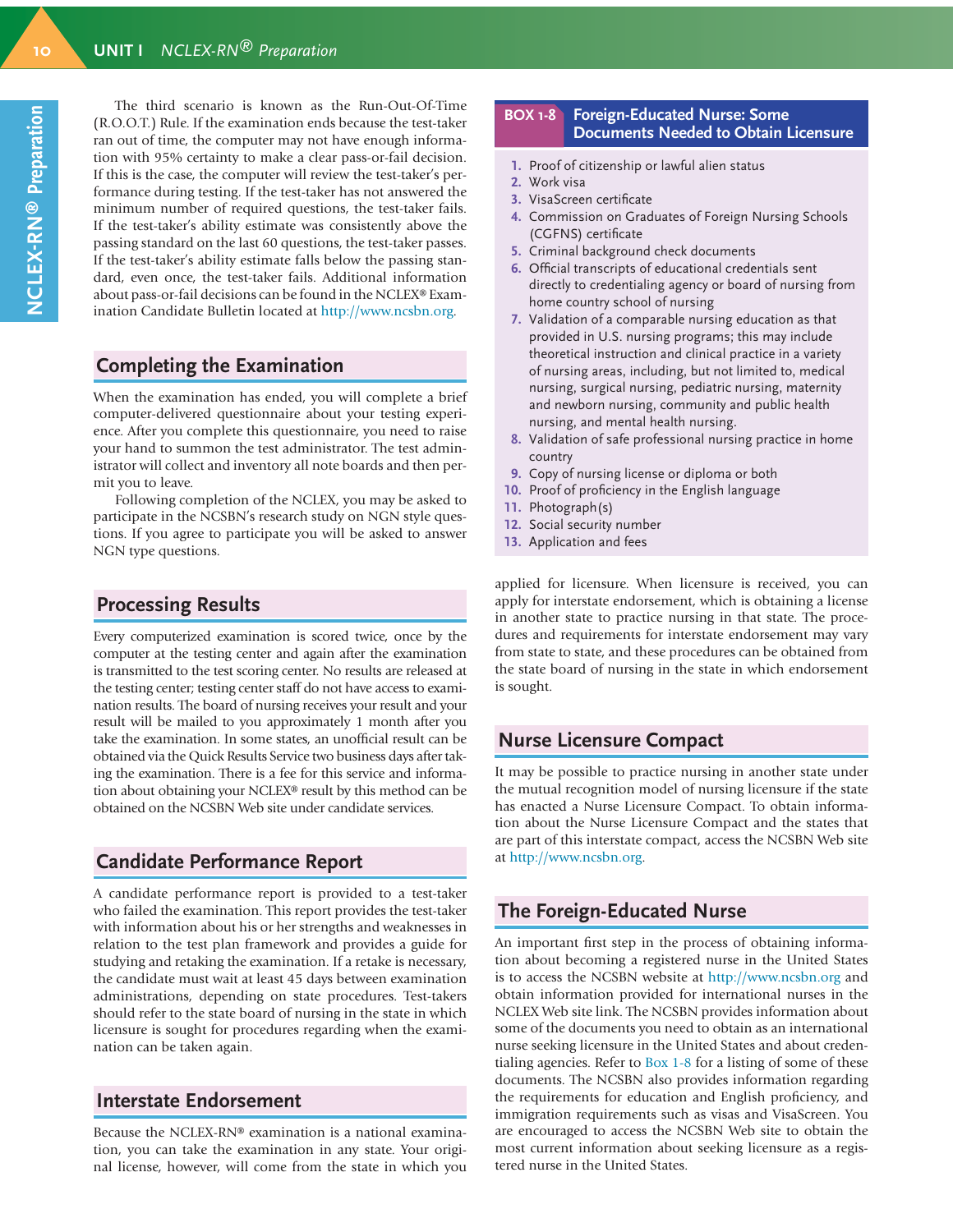The third scenario is known as the Run-Out-Of-Time (R.O.O.T.) Rule. If the examination ends because the test-taker ran out of time, the computer may not have enough information with 95% certainty to make a clear pass-or-fail decision. If this is the case, the computer will review the test-taker's performance during testing. If the test-taker has not answered the minimum number of required questions, the test-taker fails. If the test-taker's ability estimate was consistently above the passing standard on the last 60 questions, the test-taker passes. If the test-taker's ability estimate falls below the passing standard, even once, the test-taker fails. Additional information about pass-or-fail decisions can be found in the NCLEX® Examination Candidate Bulletin located at http://www.ncsbn.org.

## Completing the Examination

When the examination has ended, you will complete a brief computer-delivered questionnaire about your testing experience. After you complete this questionnaire, you need to raise your hand to summon the test administrator. The test administrator will collect and inventory all note boards and then permit you to leave.

Following completion of the NCLEX, you may be asked to participate in the NCSBN's research study on NGN style questions. If you agree to participate you will be asked to answer NGN type questions.

## Processing Results

Every computerized examination is scored twice, once by the computer at the testing center and again after the examination is transmitted to the test scoring center. No results are released at the testing center; testing center staff do not have access to examination results. The board of nursing receives your result and your result will be mailed to you approximately 1 month after you take the examination. In some states, an unofficial result can be obtained via the Quick Results Service two business days after taking the examination. There is a fee for this service and information about obtaining your NCLEX® result by this method can be obtained on the NCSBN Web site under candidate services.

## Candidate Performance Report

A candidate performance report is provided to a test-taker who failed the examination. This report provides the test-taker with information about his or her strengths and weaknesses in relation to the test plan framework and provides a guide for studying and retaking the examination. If a retake is necessary, the candidate must wait at least 45 days between examination administrations, depending on state procedures. Test-takers should refer to the state board of nursing in the state in which licensure is sought for procedures regarding when the examination can be taken again.

## Interstate Endorsement

Because the NCLEX-RN® examination is a national examination, you can take the examination in any state. Your original license, however, will come from the state in which you applied for licensure. When licensure is received, you can apply for interstate endorsement, which is obtaining a license in another state to practice nursing in that state. The procedures and requirements for interstate endorsement may vary from state to state, and these procedures can be obtained from the state board of nursing in the state in which endorsement is sought.

### BOX 1-8 Foreign-Educated Nurse: Some Documents Needed to Obtain Licensure

1. Proof of citizenship or lawful alien status
2. Work visa
3. VisaScreen certificate
4. Commission on Graduates of Foreign Nursing Schools (CGFNS) certificate
5. Criminal background check documents
6. Official transcripts of educational credentials sent directly to credentialing agency or board of nursing from home country school of nursing
7. Validation of a comparable nursing education as that provided in U.S. nursing programs; this may include theoretical instruction and clinical practice in a variety of nursing areas, including, but not limited to, medical nursing, surgical nursing, pediatric nursing, maternity and newborn nursing, community and public health nursing, and mental health nursing.
8. Validation of safe professional nursing practice in home country
9. Copy of nursing license or diploma or both
10. Proof of proficiency in the English language
11. Photograph(s)
12. Social security number
13. Application and fees

## Nurse Licensure Compact

It may be possible to practice nursing in another state under the mutual recognition model of nursing licensure if the state has enacted a Nurse Licensure Compact. To obtain information about the Nurse Licensure Compact and the states that are part of this interstate compact, access the NCSBN Web site at http://www.ncsbn.org.

## The Foreign-Educated Nurse

An important first step in the process of obtaining information about becoming a registered nurse in the United States is to access the NCSBN website at http://www.ncsbn.org and obtain information provided for international nurses in the NCLEX Web site link. The NCSBN provides information about some of the documents you need to obtain as an international nurse seeking licensure in the United States and about credentialing agencies. Refer to Box 1-8 for a listing of some of these documents. The NCSBN also provides information regarding the requirements for education and English proficiency, and immigration requirements such as visas and VisaScreen. You are encouraged to access the NCSBN Web site to obtain the most current information about seeking licensure as a registered nurse in the United States.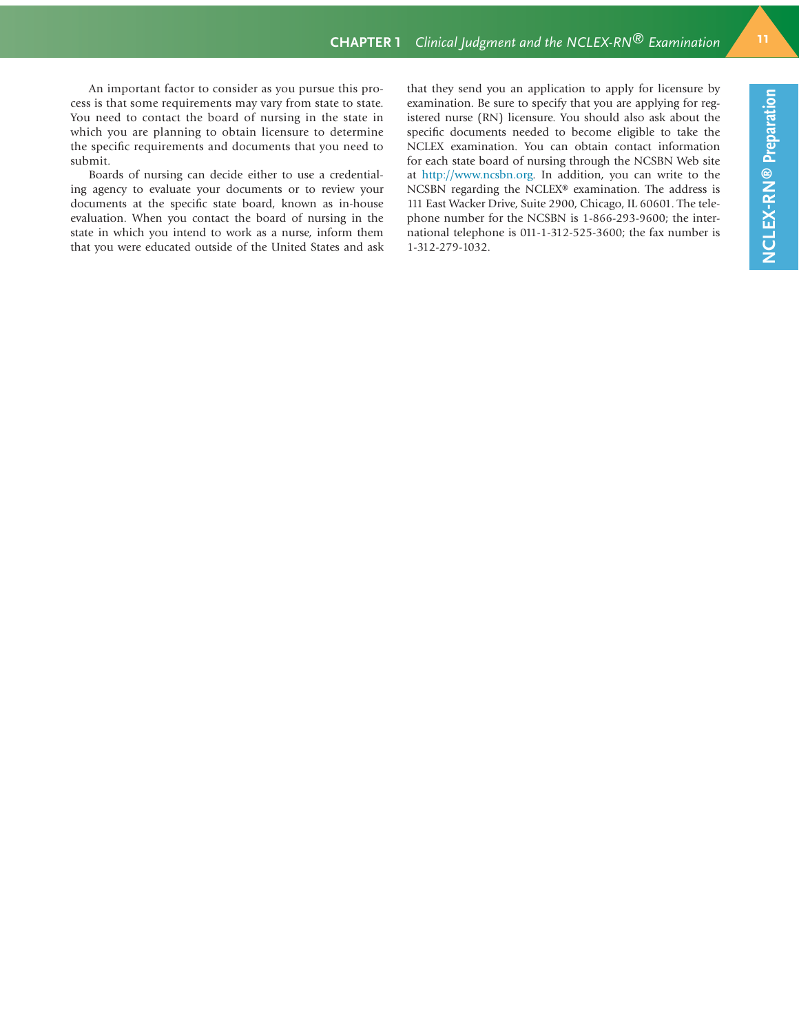An important factor to consider as you pursue this process is that some requirements may vary from state to state. You need to contact the board of nursing in the state in which you are planning to obtain licensure to determine the specific requirements and documents that you need to submit.

Boards of nursing can decide either to use a credentialing agency to evaluate your documents or to review your documents at the specific state board, known as in-house evaluation. When you contact the board of nursing in the state in which you intend to work as a nurse, inform them that you were educated outside of the United States and ask that they send you an application to apply for licensure by examination. Be sure to specify that you are applying for registered nurse (RN) licensure. You should also ask about the specific documents needed to become eligible to take the NCLEX examination. You can obtain contact information for each state board of nursing through the NCSBN Web site at http://www.ncsbn.org. In addition, you can write to the NCSBN regarding the NCLEX® examination. The address is 111 East Wacker Drive, Suite 2900, Chicago, IL 60601. The telephone number for the NCSBN is 1-866-293-9600; the international telephone is 011-1-312-525-3600; the fax number is 1-312-279-1032.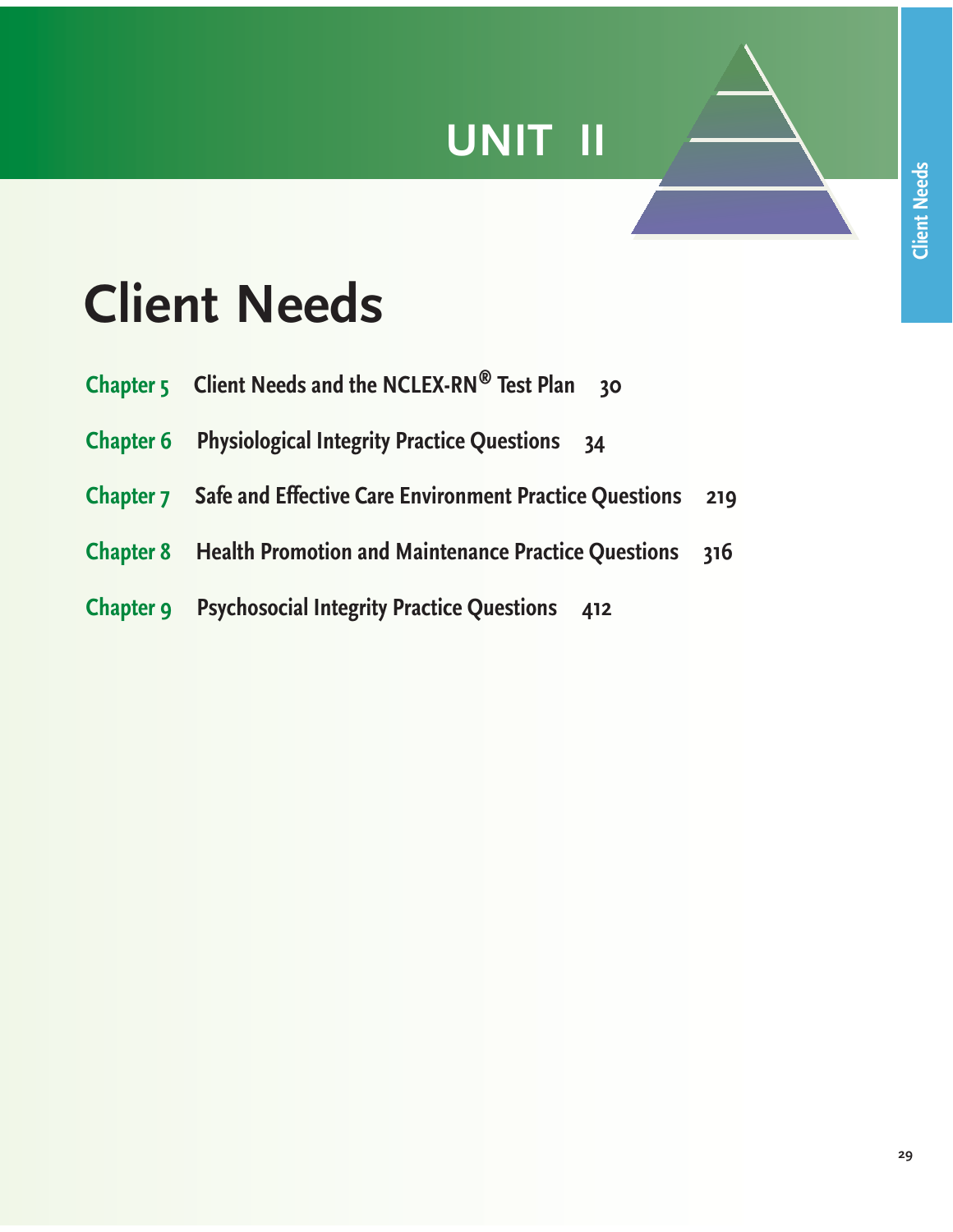# UNIT II

# Client Needs

**Chapter 5** Client Needs and the NCLEX-RN® Test Plan 30

**Chapter 6** Physiological Integrity Practice Questions 34

**Chapter 7** Safe and Effective Care Environment Practice Questions 219

**Chapter 8** Health Promotion and Maintenance Practice Questions 316

**Chapter 9** Psychosocial Integrity Practice Questions 412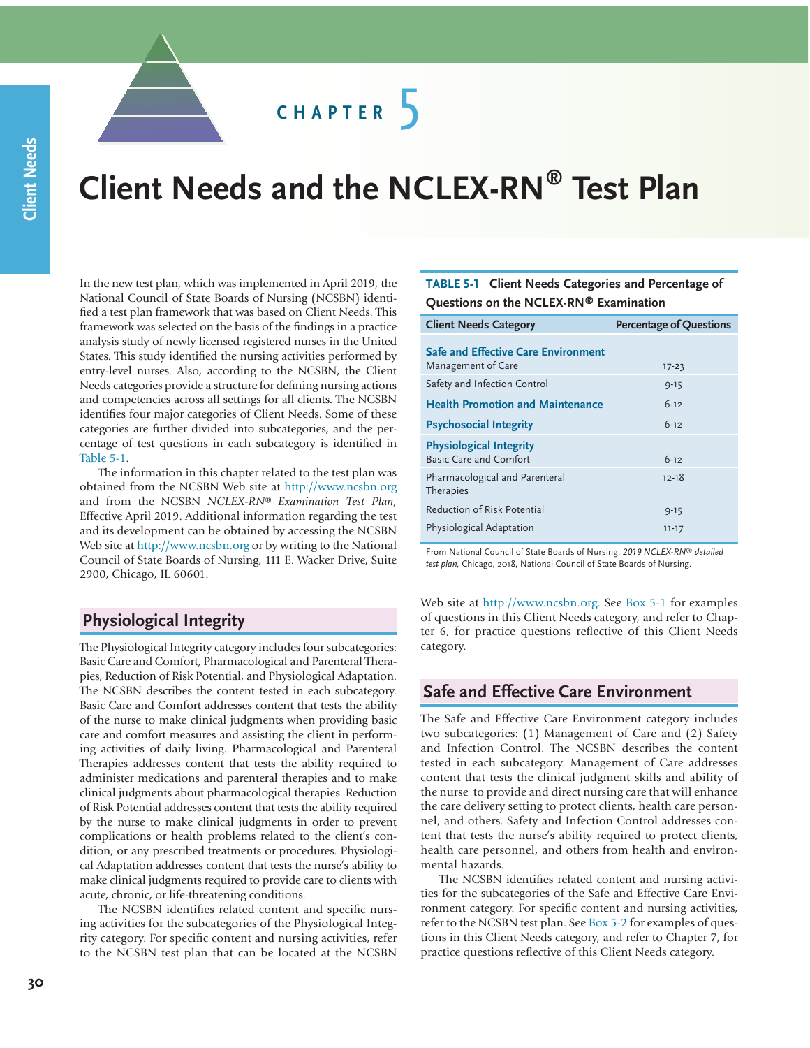CHAPTER 5

# Client Needs and the NCLEX-RN® Test Plan

In the new test plan, which was implemented in April 2019, the National Council of State Boards of Nursing (NCSBN) identified a test plan framework that was based on Client Needs. This framework was selected on the basis of the findings in a practice analysis study of newly licensed registered nurses in the United States. This study identified the nursing activities performed by entry-level nurses. Also, according to the NCSBN, the Client Needs categories provide a structure for defining nursing actions and competencies across all settings for all clients. The NCSBN identifies four major categories of Client Needs. Some of these categories are further divided into subcategories, and the percentage of test questions in each subcategory is identified in Table 5-1.

The information in this chapter related to the test plan was obtained from the NCSBN Web site at http://www.ncsbn.org and from the NCSBN *NCLEX-RN® Examination Test Plan*, Effective April 2019. Additional information regarding the test and its development can be obtained by accessing the NCSBN Web site at http://www.ncsbn.org or by writing to the National Council of State Boards of Nursing, 111 E. Wacker Drive, Suite 2900, Chicago, IL 60601.

**TABLE 5-1 Client Needs Categories and Percentage of Questions on the NCLEX-RN® Examination**

| Client Needs Category | Percentage of Questions |
|---|---|
| **Safe and Effective Care Environment** | |
| Management of Care | 17-23 |
| Safety and Infection Control | 9-15 |
| **Health Promotion and Maintenance** | 6-12 |
| **Psychosocial Integrity** | 6-12 |
| **Physiological Integrity** | |
| Basic Care and Comfort | 6-12 |
| Pharmacological and Parenteral Therapies | 12-18 |
| Reduction of Risk Potential | 9-15 |
| Physiological Adaptation | 11-17 |

From National Council of State Boards of Nursing: *2019 NCLEX-RN® detailed test plan*, Chicago, 2018, National Council of State Boards of Nursing.

## Physiological Integrity

The Physiological Integrity category includes four subcategories: Basic Care and Comfort, Pharmacological and Parenteral Therapies, Reduction of Risk Potential, and Physiological Adaptation. The NCSBN describes the content tested in each subcategory. Basic Care and Comfort addresses content that tests the ability of the nurse to make clinical judgments when providing basic care and comfort measures and assisting the client in performing activities of daily living. Pharmacological and Parenteral Therapies addresses content that tests the ability required to administer medications and parenteral therapies and to make clinical judgments about pharmacological therapies. Reduction of Risk Potential addresses content that tests the ability required by the nurse to make clinical judgments in order to prevent complications or health problems related to the client's condition, or any prescribed treatments or procedures. Physiological Adaptation addresses content that tests the nurse's ability to make clinical judgments required to provide care to clients with acute, chronic, or life-threatening conditions.

The NCSBN identifies related content and specific nursing activities for the subcategories of the Physiological Integrity category. For specific content and nursing activities, refer to the NCSBN test plan that can be located at the NCSBN Web site at http://www.ncsbn.org. See Box 5-1 for examples of questions in this Client Needs category, and refer to Chapter 6, for practice questions reflective of this Client Needs category.

## Safe and Effective Care Environment

The Safe and Effective Care Environment category includes two subcategories: (1) Management of Care and (2) Safety and Infection Control. The NCSBN describes the content tested in each subcategory. Management of Care addresses content that tests the clinical judgment skills and ability of the nurse to provide and direct nursing care that will enhance the care delivery setting to protect clients, health care personnel, and others. Safety and Infection Control addresses content that tests the nurse's ability required to protect clients, health care personnel, and others from health and environmental hazards.

The NCSBN identifies related content and nursing activities for the subcategories of the Safe and Effective Care Environment category. For specific content and nursing activities, refer to the NCSBN test plan. See Box 5-2 for examples of questions in this Client Needs category, and refer to Chapter 7, for practice questions reflective of this Client Needs category.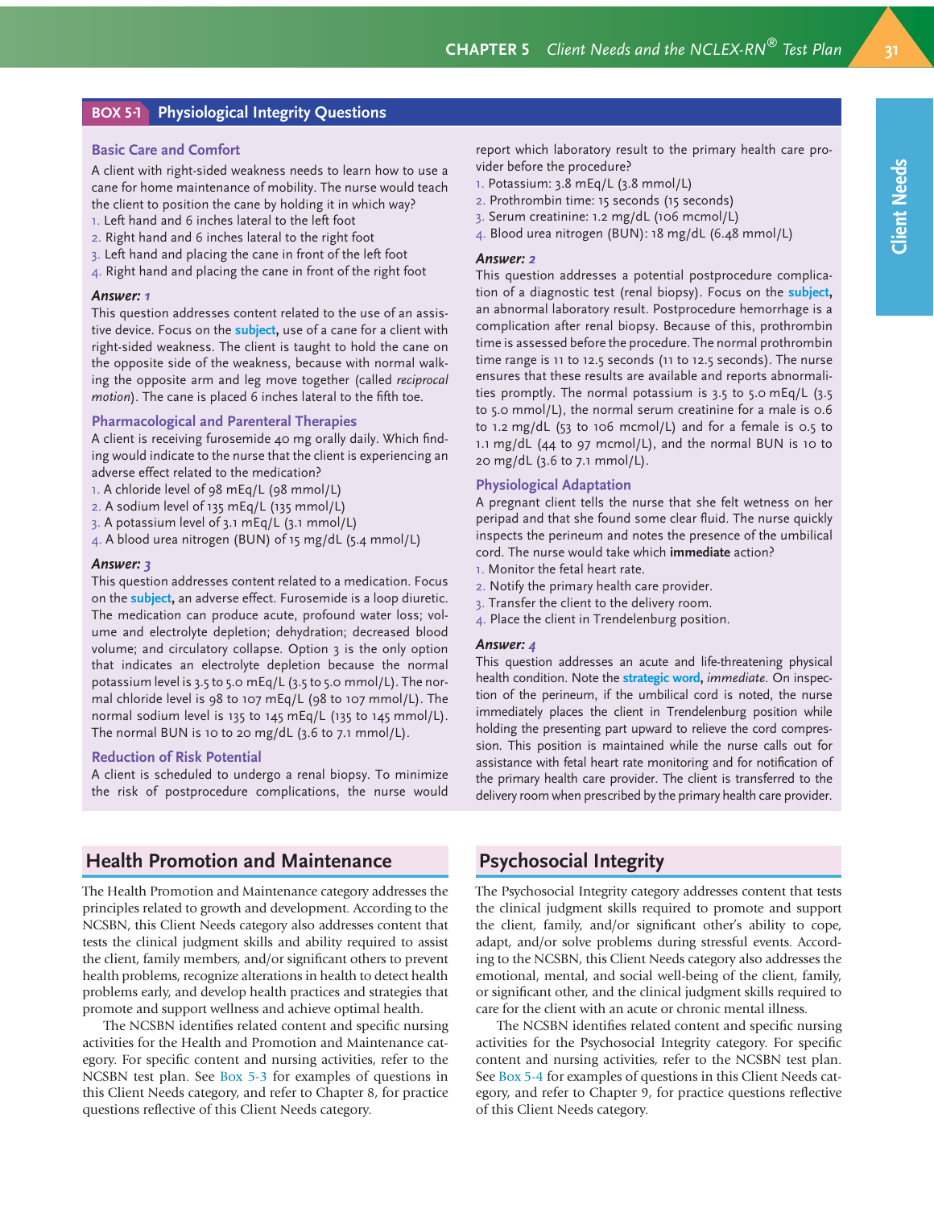## BOX 5-1 Physiological Integrity Questions

### Basic Care and Comfort

A client with right-sided weakness needs to learn how to use a cane for home maintenance of mobility. The nurse would teach the client to position the cane by holding it in which way?

1. Left hand and 6 inches lateral to the left foot
2. Right hand and 6 inches lateral to the right foot
3. Left hand and placing the cane in front of the left foot
4. Right hand and placing the cane in front of the right foot

***Answer: 1***

This question addresses content related to the use of an assistive device. Focus on the **subject**, use of a cane for a client with right-sided weakness. The client is taught to hold the cane on the opposite side of the weakness, because with normal walking the opposite arm and leg move together (called *reciprocal motion*). The cane is placed 6 inches lateral to the fifth toe.

### Pharmacological and Parenteral Therapies

A client is receiving furosemide 40 mg orally daily. Which finding would indicate to the nurse that the client is experiencing an adverse effect related to the medication?

1. A chloride level of 98 mEq/L (98 mmol/L)
2. A sodium level of 135 mEq/L (135 mmol/L)
3. A potassium level of 3.1 mEq/L (3.1 mmol/L)
4. A blood urea nitrogen (BUN) of 15 mg/dL (5.4 mmol/L)

***Answer: 3***

This question addresses content related to a medication. Focus on the **subject**, an adverse effect. Furosemide is a loop diuretic. The medication can produce acute, profound water loss; volume and electrolyte depletion; dehydration; decreased blood volume; and circulatory collapse. Option 3 is the only option that indicates an electrolyte depletion because the normal potassium level is 3.5 to 5.0 mEq/L (3.5 to 5.0 mmol/L). The normal chloride level is 98 to 107 mEq/L (98 to 107 mmol/L). The normal sodium level is 135 to 145 mEq/L (135 to 145 mmol/L). The normal BUN is 10 to 20 mg/dL (3.6 to 7.1 mmol/L).

### Reduction of Risk Potential

A client is scheduled to undergo a renal biopsy. To minimize the risk of postprocedure complications, the nurse would report which laboratory result to the primary health care provider before the procedure?

1. Potassium: 3.8 mEq/L (3.8 mmol/L)
2. Prothrombin time: 15 seconds (15 seconds)
3. Serum creatinine: 1.2 mg/dL (106 mcmol/L)
4. Blood urea nitrogen (BUN): 18 mg/dL (6.48 mmol/L)

***Answer: 2***

This question addresses a potential postprocedure complication of a diagnostic test (renal biopsy). Focus on the **subject**, an abnormal laboratory result. Postprocedure hemorrhage is a complication after renal biopsy. Because of this, prothrombin time is assessed before the procedure. The normal prothrombin time range is 11 to 12.5 seconds (11 to 12.5 seconds). The nurse ensures that these results are available and reports abnormalities promptly. The normal potassium is 3.5 to 5.0 mEq/L (3.5 to 5.0 mmol/L), the normal serum creatinine for a male is 0.6 to 1.2 mg/dL (53 to 106 mcmol/L) and for a female is 0.5 to 1.1 mg/dL (44 to 97 mcmol/L), and the normal BUN is 10 to 20 mg/dL (3.6 to 7.1 mmol/L).

### Physiological Adaptation

A pregnant client tells the nurse that she felt wetness on her peripad and that she found some clear fluid. The nurse quickly inspects the perineum and notes the presence of the umbilical cord. The nurse would take which **immediate** action?

1. Monitor the fetal heart rate.
2. Notify the primary health care provider.
3. Transfer the client to the delivery room.
4. Place the client in Trendelenburg position.

***Answer: 4***

This question addresses an acute and life-threatening physical health condition. Note the **strategic word**, *immediate*. On inspection of the perineum, if the umbilical cord is noted, the nurse immediately places the client in Trendelenburg position while holding the presenting part upward to relieve the cord compression. This position is maintained while the nurse calls out for assistance with fetal heart rate monitoring and for notification of the primary health care provider. The client is transferred to the delivery room when prescribed by the primary health care provider.

## Health Promotion and Maintenance

The Health Promotion and Maintenance category addresses the principles related to growth and development. According to the NCSBN, this Client Needs category also addresses content that tests the clinical judgment skills and ability required to assist the client, family members, and/or significant others to prevent health problems, recognize alterations in health to detect health problems early, and develop health practices and strategies that promote and support wellness and achieve optimal health.

The NCSBN identifies related content and specific nursing activities for the Health and Promotion and Maintenance category. For specific content and nursing activities, refer to the NCSBN test plan. See Box 5-3 for examples of questions in this Client Needs category, and refer to Chapter 8, for practice questions reflective of this Client Needs category.

## Psychosocial Integrity

The Psychosocial Integrity category addresses content that tests the clinical judgment skills required to promote and support the client, family, and/or significant other's ability to cope, adapt, and/or solve problems during stressful events. According to the NCSBN, this Client Needs category also addresses the emotional, mental, and social well-being of the client, family, or significant other, and the clinical judgment skills required to care for the client with an acute or chronic mental illness.

The NCSBN identifies related content and specific nursing activities for the Psychosocial Integrity category. For specific content and nursing activities, refer to the NCSBN test plan. See Box 5-4 for examples of questions in this Client Needs category, and refer to Chapter 9, for practice questions reflective of this Client Needs category.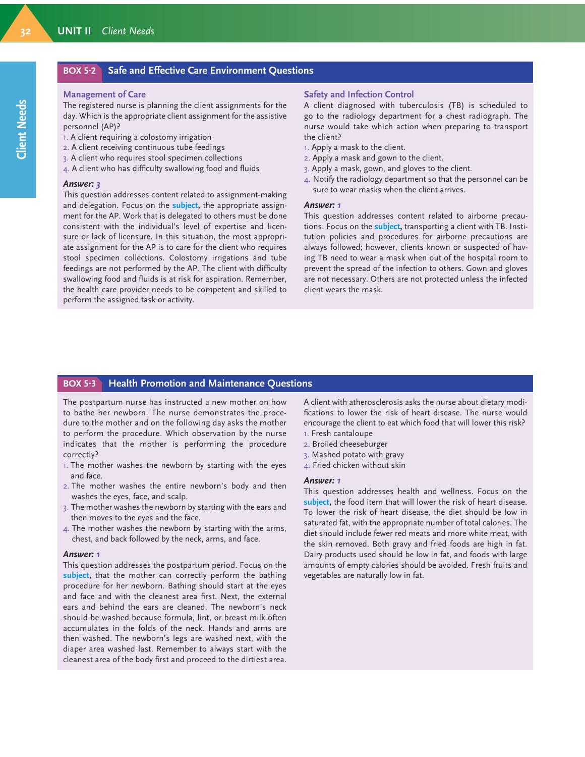## BOX 5-2 Safe and Effective Care Environment Questions

### Management of Care

The registered nurse is planning the client assignments for the day. Which is the appropriate client assignment for the assistive personnel (AP)?

1. A client requiring a colostomy irrigation
2. A client receiving continuous tube feedings
3. A client who requires stool specimen collections
4. A client who has difficulty swallowing food and fluids

***Answer: 3***

This question addresses content related to assignment-making and delegation. Focus on the **subject**, the appropriate assignment for the AP. Work that is delegated to others must be done consistent with the individual's level of expertise and licensure or lack of licensure. In this situation, the most appropriate assignment for the AP is to care for the client who requires stool specimen collections. Colostomy irrigations and tube feedings are not performed by the AP. The client with difficulty swallowing food and fluids is at risk for aspiration. Remember, the health care provider needs to be competent and skilled to perform the assigned task or activity.

### Safety and Infection Control

A client diagnosed with tuberculosis (TB) is scheduled to go to the radiology department for a chest radiograph. The nurse would take which action when preparing to transport the client?

1. Apply a mask to the client.
2. Apply a mask and gown to the client.
3. Apply a mask, gown, and gloves to the client.
4. Notify the radiology department so that the personnel can be sure to wear masks when the client arrives.

***Answer: 1***

This question addresses content related to airborne precautions. Focus on the **subject**, transporting a client with TB. Institution policies and procedures for airborne precautions are always followed; however, clients known or suspected of having TB need to wear a mask when out of the hospital room to prevent the spread of the infection to others. Gown and gloves are not necessary. Others are not protected unless the infected client wears the mask.

## BOX 5-3 Health Promotion and Maintenance Questions

The postpartum nurse has instructed a new mother on how to bathe her newborn. The nurse demonstrates the procedure to the mother and on the following day asks the mother to perform the procedure. Which observation by the nurse indicates that the mother is performing the procedure correctly?

1. The mother washes the newborn by starting with the eyes and face.
2. The mother washes the entire newborn's body and then washes the eyes, face, and scalp.
3. The mother washes the newborn by starting with the ears and then moves to the eyes and the face.
4. The mother washes the newborn by starting with the arms, chest, and back followed by the neck, arms, and face.

***Answer: 1***

This question addresses the postpartum period. Focus on the **subject**, that the mother can correctly perform the bathing procedure for her newborn. Bathing should start at the eyes and face and with the cleanest area first. Next, the external ears and behind the ears are cleaned. The newborn's neck should be washed because formula, lint, or breast milk often accumulates in the folds of the neck. Hands and arms are then washed. The newborn's legs are washed next, with the diaper area washed last. Remember to always start with the cleanest area of the body first and proceed to the dirtiest area.

A client with atherosclerosis asks the nurse about dietary modifications to lower the risk of heart disease. The nurse would encourage the client to eat which food that will lower this risk?

1. Fresh cantaloupe
2. Broiled cheeseburger
3. Mashed potato with gravy
4. Fried chicken without skin

***Answer: 1***

This question addresses health and wellness. Focus on the **subject**, the food item that will lower the risk of heart disease. To lower the risk of heart disease, the diet should be low in saturated fat, with the appropriate number of total calories. The diet should include fewer red meats and more white meat, with the skin removed. Both gravy and fried foods are high in fat. Dairy products used should be low in fat, and foods with large amounts of empty calories should be avoided. Fresh fruits and vegetables are naturally low in fat.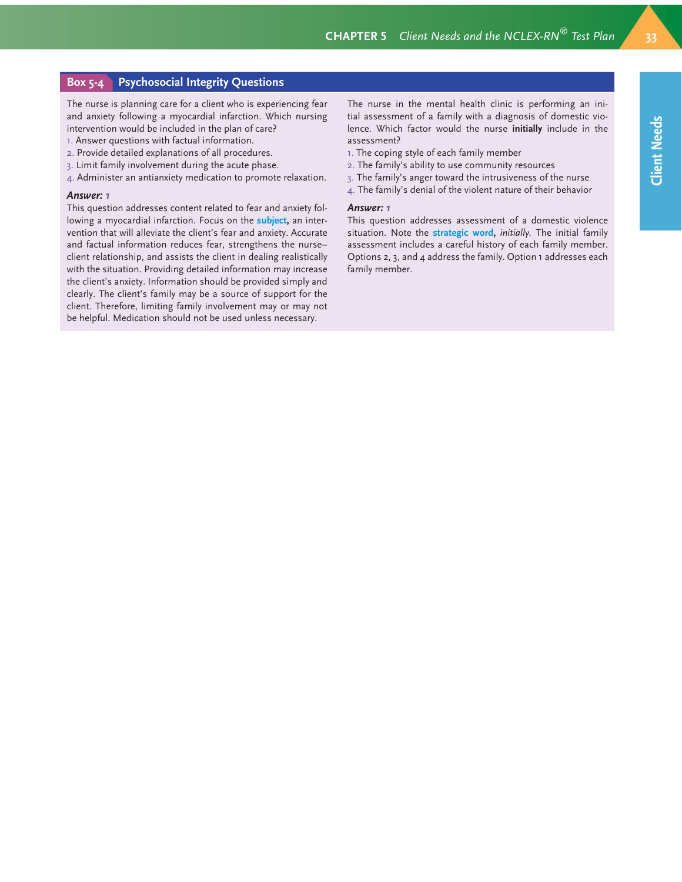## Box 5-4 Psychosocial Integrity Questions

The nurse is planning care for a client who is experiencing fear and anxiety following a myocardial infarction. Which nursing intervention would be included in the plan of care?

1. Answer questions with factual information.
2. Provide detailed explanations of all procedures.
3. Limit family involvement during the acute phase.
4. Administer an antianxiety medication to promote relaxation.

***Answer: 1***

This question addresses content related to fear and anxiety following a myocardial infarction. Focus on the **subject,** an intervention that will alleviate the client's fear and anxiety. Accurate and factual information reduces fear, strengthens the nurse–client relationship, and assists the client in dealing realistically with the situation. Providing detailed information may increase the client's anxiety. Information should be provided simply and clearly. The client's family may be a source of support for the client. Therefore, limiting family involvement may or may not be helpful. Medication should not be used unless necessary.

The nurse in the mental health clinic is performing an initial assessment of a family with a diagnosis of domestic violence. Which factor would the nurse **initially** include in the assessment?

1. The coping style of each family member
2. The family's ability to use community resources
3. The family's anger toward the intrusiveness of the nurse
4. The family's denial of the violent nature of their behavior

***Answer: 1***

This question addresses assessment of a domestic violence situation. Note the **strategic word,** *initially.* The initial family assessment includes a careful history of each family member. Options 2, 3, and 4 address the family. Option 1 addresses each family member.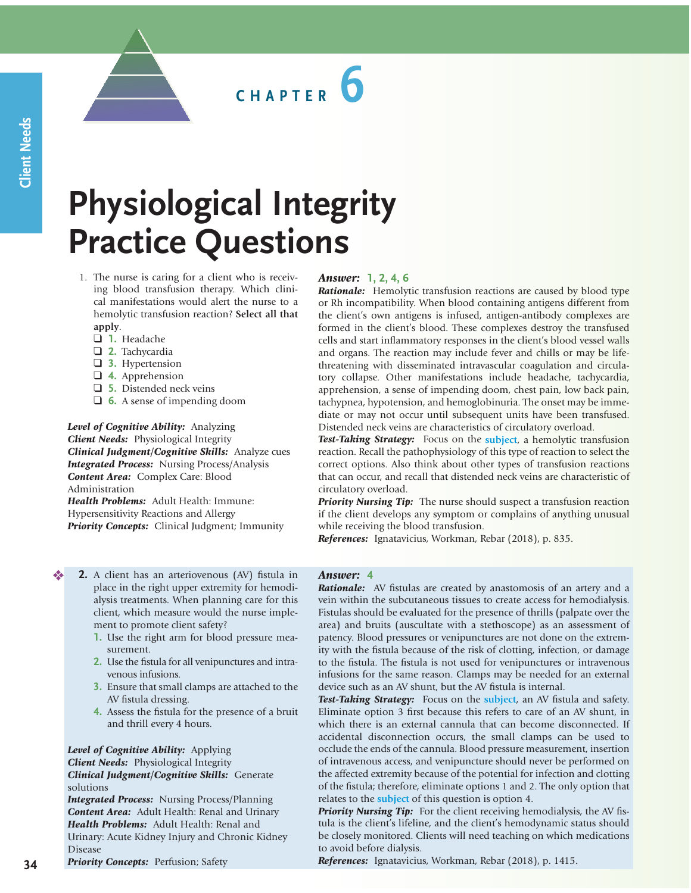Client Needs

# CHAPTER 6

# Physiological Integrity Practice Questions

1. The nurse is caring for a client who is receiving blood transfusion therapy. Which clinical manifestations would alert the nurse to a hemolytic transfusion reaction? **Select all that apply.**
   - ❑ **1.** Headache
   - ❑ **2.** Tachycardia
   - ❑ **3.** Hypertension
   - ❑ **4.** Apprehension
   - ❑ **5.** Distended neck veins
   - ❑ **6.** A sense of impending doom

***Level of Cognitive Ability:*** Analyzing
***Client Needs:*** Physiological Integrity
***Clinical Judgment/Cognitive Skills:*** Analyze cues
***Integrated Process:*** Nursing Process/Analysis
***Content Area:*** Complex Care: Blood Administration
***Health Problems:*** Adult Health: Immune: Hypersensitivity Reactions and Allergy
***Priority Concepts:*** Clinical Judgment; Immunity

***Answer:*** **1, 2, 4, 6**

***Rationale:*** Hemolytic transfusion reactions are caused by blood type or Rh incompatibility. When blood containing antigens different from the client's own antigens is infused, antigen-antibody complexes are formed in the client's blood. These complexes destroy the transfused cells and start inflammatory responses in the client's blood vessel walls and organs. The reaction may include fever and chills or may be life-threatening with disseminated intravascular coagulation and circulatory collapse. Other manifestations include headache, tachycardia, apprehension, a sense of impending doom, chest pain, low back pain, tachypnea, hypotension, and hemoglobinuria. The onset may be immediate or may not occur until subsequent units have been transfused. Distended neck veins are characteristics of circulatory overload.

***Test-Taking Strategy:*** Focus on the **subject**, a hemolytic transfusion reaction. Recall the pathophysiology of this type of reaction to select the correct options. Also think about other types of transfusion reactions that can occur, and recall that distended neck veins are characteristic of circulatory overload.

***Priority Nursing Tip:*** The nurse should suspect a transfusion reaction if the client develops any symptom or complains of anything unusual while receiving the blood transfusion.

***References:*** Ignatavicius, Workman, Rebar (2018), p. 835.

❖ **2.** A client has an arteriovenous (AV) fistula in place in the right upper extremity for hemodialysis treatments. When planning care for this client, which measure would the nurse implement to promote client safety?
   **1.** Use the right arm for blood pressure measurement.
   **2.** Use the fistula for all venipunctures and intravenous infusions.
   **3.** Ensure that small clamps are attached to the AV fistula dressing.
   **4.** Assess the fistula for the presence of a bruit and thrill every 4 hours.

***Level of Cognitive Ability:*** Applying
***Client Needs:*** Physiological Integrity
***Clinical Judgment/Cognitive Skills:*** Generate solutions
***Integrated Process:*** Nursing Process/Planning
***Content Area:*** Adult Health: Renal and Urinary
***Health Problems:*** Adult Health: Renal and Urinary: Acute Kidney Injury and Chronic Kidney Disease
***Priority Concepts:*** Perfusion; Safety

***Answer:*** **4**

***Rationale:*** AV fistulas are created by anastomosis of an artery and a vein within the subcutaneous tissues to create access for hemodialysis. Fistulas should be evaluated for the presence of thrills (palpate over the area) and bruits (auscultate with a stethoscope) as an assessment of patency. Blood pressures or venipunctures are not done on the extremity with the fistula because of the risk of clotting, infection, or damage to the fistula. The fistula is not used for venipunctures or intravenous infusions for the same reason. Clamps may be needed for an external device such as an AV shunt, but the AV fistula is internal.

***Test-Taking Strategy:*** Focus on the **subject**, an AV fistula and safety. Eliminate option 3 first because this refers to care of an AV shunt, in which there is an external cannula that can become disconnected. If accidental disconnection occurs, the small clamps can be used to occlude the ends of the cannula. Blood pressure measurement, insertion of intravenous access, and venipuncture should never be performed on the affected extremity because of the potential for infection and clotting of the fistula; therefore, eliminate options 1 and 2. The only option that relates to the **subject** of this question is option 4.

***Priority Nursing Tip:*** For the client receiving hemodialysis, the AV fistula is the client's lifeline, and the client's hemodynamic status should be closely monitored. Clients will need teaching on which medications to avoid before dialysis.

***References:*** Ignatavicius, Workman, Rebar (2018), p. 1415.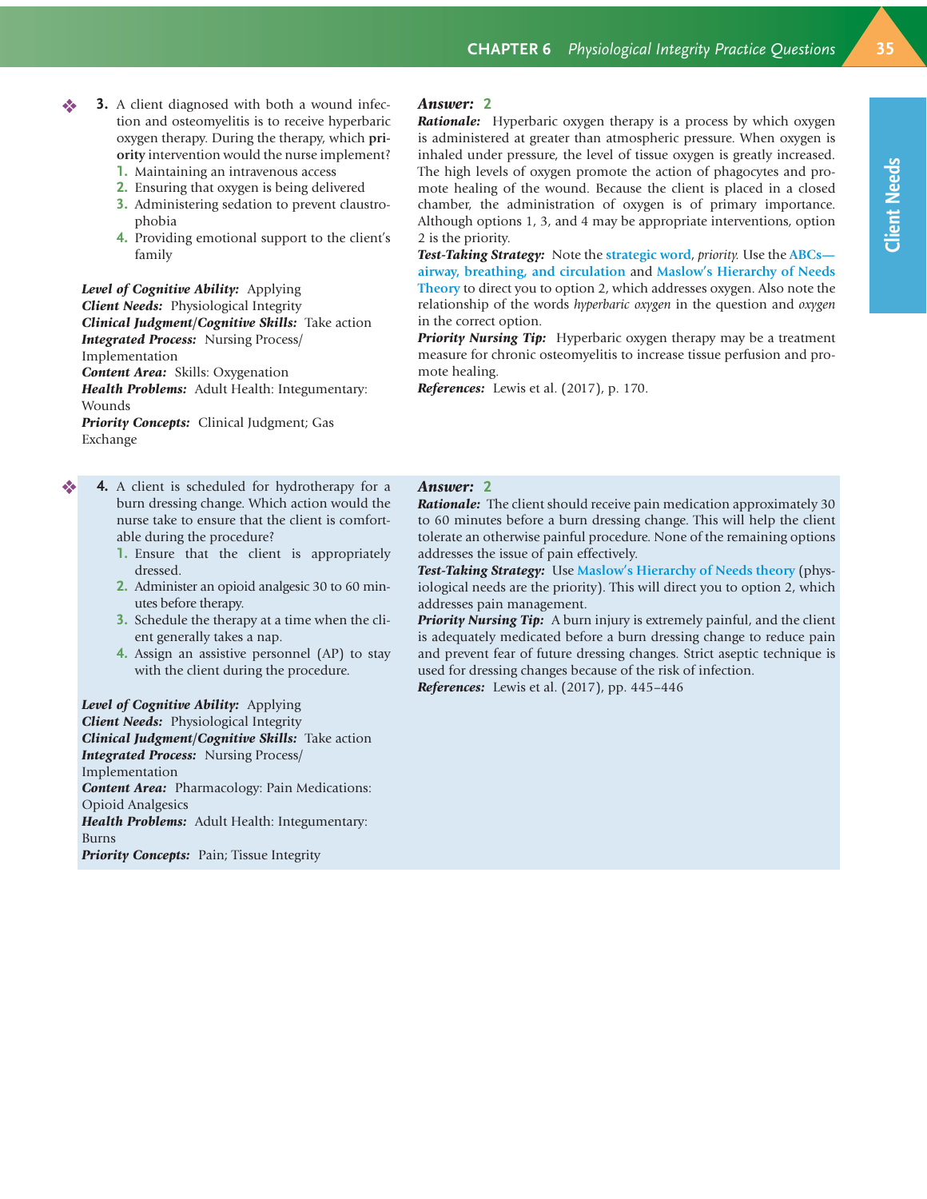❖ **3.** A client diagnosed with both a wound infection and osteomyelitis is to receive hyperbaric oxygen therapy. During the therapy, which **priority** intervention would the nurse implement?

1. Maintaining an intravenous access
2. Ensuring that oxygen is being delivered
3. Administering sedation to prevent claustrophobia
4. Providing emotional support to the client's family

***Level of Cognitive Ability:*** Applying
***Client Needs:*** Physiological Integrity
***Clinical Judgment/Cognitive Skills:*** Take action
***Integrated Process:*** Nursing Process/Implementation
***Content Area:*** Skills: Oxygenation
***Health Problems:*** Adult Health: Integumentary: Wounds
***Priority Concepts:*** Clinical Judgment; Gas Exchange

***Answer:*** **2**

***Rationale:*** Hyperbaric oxygen therapy is a process by which oxygen is administered at greater than atmospheric pressure. When oxygen is inhaled under pressure, the level of tissue oxygen is greatly increased. The high levels of oxygen promote the action of phagocytes and promote healing of the wound. Because the client is placed in a closed chamber, the administration of oxygen is of primary importance. Although options 1, 3, and 4 may be appropriate interventions, option 2 is the priority.

***Test-Taking Strategy:*** Note the **strategic word**, *priority.* Use the **ABCs—airway, breathing, and circulation** and **Maslow's Hierarchy of Needs Theory** to direct you to option 2, which addresses oxygen. Also note the relationship of the words *hyperbaric oxygen* in the question and *oxygen* in the correct option.

***Priority Nursing Tip:*** Hyperbaric oxygen therapy may be a treatment measure for chronic osteomyelitis to increase tissue perfusion and promote healing.

***References:*** Lewis et al. (2017), p. 170.

❖ **4.** A client is scheduled for hydrotherapy for a burn dressing change. Which action would the nurse take to ensure that the client is comfortable during the procedure?

1. Ensure that the client is appropriately dressed.
2. Administer an opioid analgesic 30 to 60 minutes before therapy.
3. Schedule the therapy at a time when the client generally takes a nap.
4. Assign an assistive personnel (AP) to stay with the client during the procedure.

***Level of Cognitive Ability:*** Applying
***Client Needs:*** Physiological Integrity
***Clinical Judgment/Cognitive Skills:*** Take action
***Integrated Process:*** Nursing Process/Implementation
***Content Area:*** Pharmacology: Pain Medications: Opioid Analgesics
***Health Problems:*** Adult Health: Integumentary: Burns
***Priority Concepts:*** Pain; Tissue Integrity

***Answer:*** **2**

***Rationale:*** The client should receive pain medication approximately 30 to 60 minutes before a burn dressing change. This will help the client tolerate an otherwise painful procedure. None of the remaining options addresses the issue of pain effectively.

***Test-Taking Strategy:*** Use **Maslow's Hierarchy of Needs theory** (physiological needs are the priority). This will direct you to option 2, which addresses pain management.

***Priority Nursing Tip:*** A burn injury is extremely painful, and the client is adequately medicated before a burn dressing change to reduce pain and prevent fear of future dressing changes. Strict aseptic technique is used for dressing changes because of the risk of infection.

***References:*** Lewis et al. (2017), pp. 445–446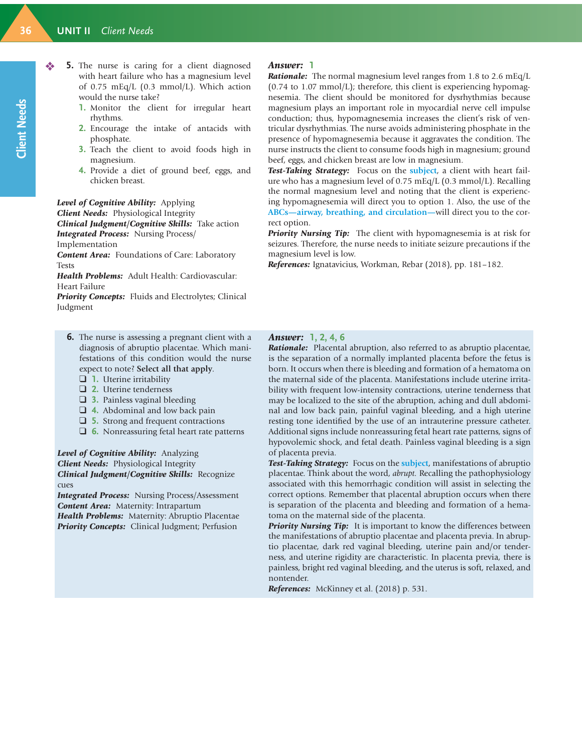❖ **5.** The nurse is caring for a client diagnosed with heart failure who has a magnesium level of 0.75 mEq/L (0.3 mmol/L). Which action would the nurse take?

1. Monitor the client for irregular heart rhythms.
2. Encourage the intake of antacids with phosphate.
3. Teach the client to avoid foods high in magnesium.
4. Provide a diet of ground beef, eggs, and chicken breast.

***Level of Cognitive Ability:*** Applying
***Client Needs:*** Physiological Integrity
***Clinical Judgment/Cognitive Skills:*** Take action
***Integrated Process:*** Nursing Process/Implementation
***Content Area:*** Foundations of Care: Laboratory Tests
***Health Problems:*** Adult Health: Cardiovascular: Heart Failure
***Priority Concepts:*** Fluids and Electrolytes; Clinical Judgment

***Answer:*** 1

***Rationale:*** The normal magnesium level ranges from 1.8 to 2.6 mEq/L (0.74 to 1.07 mmol/L); therefore, this client is experiencing hypomagnesemia. The client should be monitored for dysrhythmias because magnesium plays an important role in myocardial nerve cell impulse conduction; thus, hypomagnesemia increases the client's risk of ventricular dysrhythmias. The nurse avoids administering phosphate in the presence of hypomagnesemia because it aggravates the condition. The nurse instructs the client to consume foods high in magnesium; ground beef, eggs, and chicken breast are low in magnesium.

***Test-Taking Strategy:*** Focus on the **subject**, a client with heart failure who has a magnesium level of 0.75 mEq/L (0.3 mmol/L). Recalling the normal magnesium level and noting that the client is experiencing hypomagnesemia will direct you to option 1. Also, the use of the **ABCs—airway, breathing, and circulation—**will direct you to the correct option.

***Priority Nursing Tip:*** The client with hypomagnesemia is at risk for seizures. Therefore, the nurse needs to initiate seizure precautions if the magnesium level is low.

***References:*** Ignatavicius, Workman, Rebar (2018), pp. 181–182.

**6.** The nurse is assessing a pregnant client with a diagnosis of abruptio placentae. Which manifestations of this condition would the nurse expect to note? **Select all that apply.**

- ❑ 1. Uterine irritability
- ❑ 2. Uterine tenderness
- ❑ 3. Painless vaginal bleeding
- ❑ 4. Abdominal and low back pain
- ❑ 5. Strong and frequent contractions
- ❑ 6. Nonreassuring fetal heart rate patterns

***Level of Cognitive Ability:*** Analyzing
***Client Needs:*** Physiological Integrity
***Clinical Judgment/Cognitive Skills:*** Recognize cues
***Integrated Process:*** Nursing Process/Assessment
***Content Area:*** Maternity: Intrapartum
***Health Problems:*** Maternity: Abruptio Placentae
***Priority Concepts:*** Clinical Judgment; Perfusion

***Answer:*** 1, 2, 4, 6

***Rationale:*** Placental abruption, also referred to as abruptio placentae, is the separation of a normally implanted placenta before the fetus is born. It occurs when there is bleeding and formation of a hematoma on the maternal side of the placenta. Manifestations include uterine irritability with frequent low-intensity contractions, uterine tenderness that may be localized to the site of the abruption, aching and dull abdominal and low back pain, painful vaginal bleeding, and a high uterine resting tone identified by the use of an intrauterine pressure catheter. Additional signs include nonreassuring fetal heart rate patterns, signs of hypovolemic shock, and fetal death. Painless vaginal bleeding is a sign of placenta previa.

***Test-Taking Strategy:*** Focus on the **subject**, manifestations of abruptio placentae. Think about the word, *abrupt*. Recalling the pathophysiology associated with this hemorrhagic condition will assist in selecting the correct options. Remember that placental abruption occurs when there is separation of the placenta and bleeding and formation of a hematoma on the maternal side of the placenta.

***Priority Nursing Tip:*** It is important to know the differences between the manifestations of abruptio placentae and placenta previa. In abruptio placentae, dark red vaginal bleeding, uterine pain and/or tenderness, and uterine rigidity are characteristic. In placenta previa, there is painless, bright red vaginal bleeding, and the uterus is soft, relaxed, and nontender.

***References:*** McKinney et al. (2018) p. 531.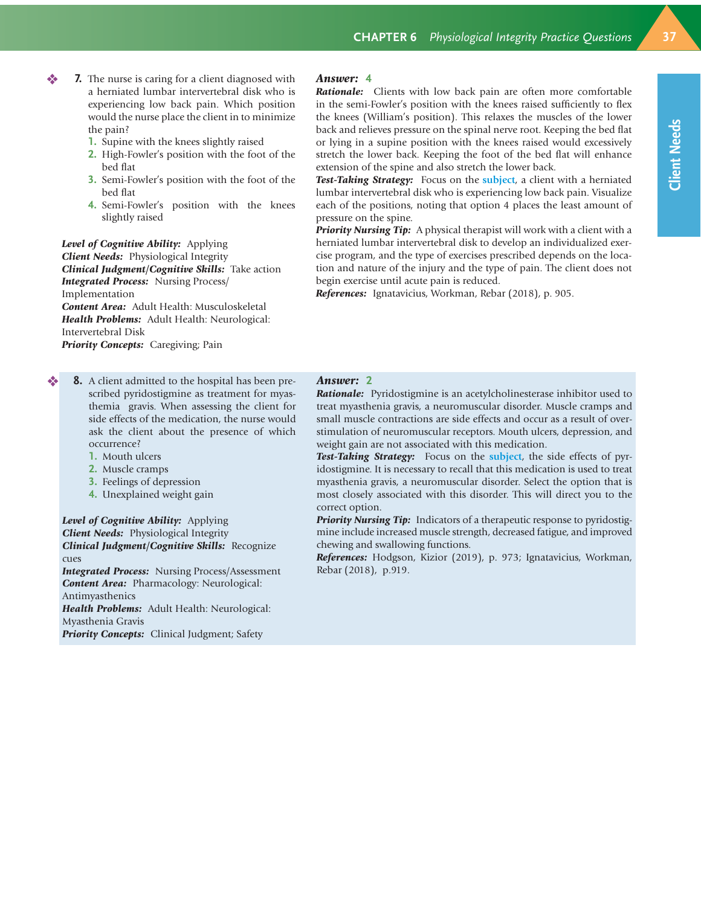❖ **7.** The nurse is caring for a client diagnosed with a herniated lumbar intervertebral disk who is experiencing low back pain. Which position would the nurse place the client in to minimize the pain?

1. Supine with the knees slightly raised
2. High-Fowler's position with the foot of the bed flat
3. Semi-Fowler's position with the foot of the bed flat
4. Semi-Fowler's position with the knees slightly raised

***Level of Cognitive Ability:*** Applying
***Client Needs:*** Physiological Integrity
***Clinical Judgment/Cognitive Skills:*** Take action
***Integrated Process:*** Nursing Process/Implementation
***Content Area:*** Adult Health: Musculoskeletal
***Health Problems:*** Adult Health: Neurological: Intervertebral Disk
***Priority Concepts:*** Caregiving; Pain

***Answer:*** 4

***Rationale:*** Clients with low back pain are often more comfortable in the semi-Fowler's position with the knees raised sufficiently to flex the knees (William's position). This relaxes the muscles of the lower back and relieves pressure on the spinal nerve root. Keeping the bed flat or lying in a supine position with the knees raised would excessively stretch the lower back. Keeping the foot of the bed flat will enhance extension of the spine and also stretch the lower back.

***Test-Taking Strategy:*** Focus on the **subject**, a client with a herniated lumbar intervertebral disk who is experiencing low back pain. Visualize each of the positions, noting that option 4 places the least amount of pressure on the spine.

***Priority Nursing Tip:*** A physical therapist will work with a client with a herniated lumbar intervertebral disk to develop an individualized exercise program, and the type of exercises prescribed depends on the location and nature of the injury and the type of pain. The client does not begin exercise until acute pain is reduced.

***References:*** Ignatavicius, Workman, Rebar (2018), p. 905.

❖ **8.** A client admitted to the hospital has been prescribed pyridostigmine as treatment for myasthemia gravis. When assessing the client for side effects of the medication, the nurse would ask the client about the presence of which occurrence?

1. Mouth ulcers
2. Muscle cramps
3. Feelings of depression
4. Unexplained weight gain

***Level of Cognitive Ability:*** Applying
***Client Needs:*** Physiological Integrity
***Clinical Judgment/Cognitive Skills:*** Recognize cues
***Integrated Process:*** Nursing Process/Assessment
***Content Area:*** Pharmacology: Neurological: Antimyasthenics
***Health Problems:*** Adult Health: Neurological: Myasthenia Gravis
***Priority Concepts:*** Clinical Judgment; Safety

***Answer:*** 2

***Rationale:*** Pyridostigmine is an acetylcholinesterase inhibitor used to treat myasthenia gravis, a neuromuscular disorder. Muscle cramps and small muscle contractions are side effects and occur as a result of overstimulation of neuromuscular receptors. Mouth ulcers, depression, and weight gain are not associated with this medication.

***Test-Taking Strategy:*** Focus on the **subject**, the side effects of pyridostigmine. It is necessary to recall that this medication is used to treat myasthenia gravis, a neuromuscular disorder. Select the option that is most closely associated with this disorder. This will direct you to the correct option.

***Priority Nursing Tip:*** Indicators of a therapeutic response to pyridostigmine include increased muscle strength, decreased fatigue, and improved chewing and swallowing functions.

***References:*** Hodgson, Kizior (2019), p. 973; Ignatavicius, Workman, Rebar (2018), p.919.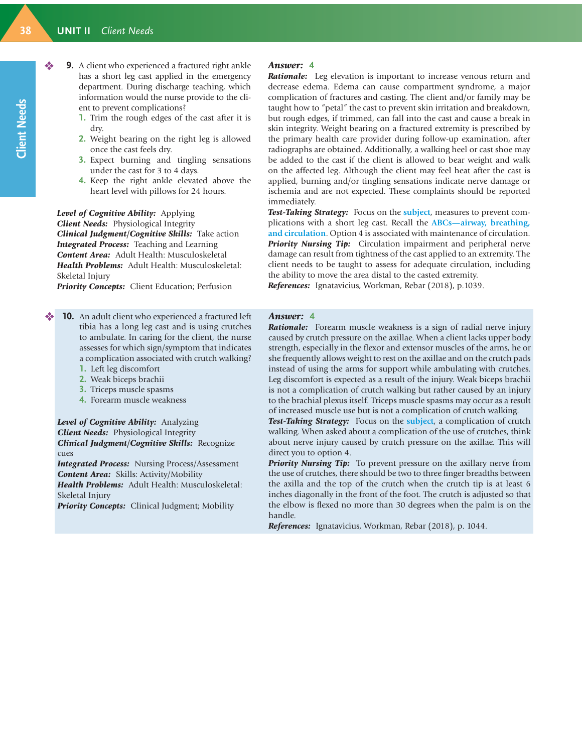❖ **9.** A client who experienced a fractured right ankle has a short leg cast applied in the emergency department. During discharge teaching, which information would the nurse provide to the client to prevent complications?

1. Trim the rough edges of the cast after it is dry.
2. Weight bearing on the right leg is allowed once the cast feels dry.
3. Expect burning and tingling sensations under the cast for 3 to 4 days.
4. Keep the right ankle elevated above the heart level with pillows for 24 hours.

***Level of Cognitive Ability:*** Applying
***Client Needs:*** Physiological Integrity
***Clinical Judgment/Cognitive Skills:*** Take action
***Integrated Process:*** Teaching and Learning
***Content Area:*** Adult Health: Musculoskeletal
***Health Problems:*** Adult Health: Musculoskeletal: Skeletal Injury
***Priority Concepts:*** Client Education; Perfusion

***Answer:*** 4

***Rationale:*** Leg elevation is important to increase venous return and decrease edema. Edema can cause compartment syndrome, a major complication of fractures and casting. The client and/or family may be taught how to "petal" the cast to prevent skin irritation and breakdown, but rough edges, if trimmed, can fall into the cast and cause a break in skin integrity. Weight bearing on a fractured extremity is prescribed by the primary health care provider during follow-up examination, after radiographs are obtained. Additionally, a walking heel or cast shoe may be added to the cast if the client is allowed to bear weight and walk on the affected leg. Although the client may feel heat after the cast is applied, burning and/or tingling sensations indicate nerve damage or ischemia and are not expected. These complaints should be reported immediately.

***Test-Taking Strategy:*** Focus on the **subject**, measures to prevent complications with a short leg cast. Recall the **ABCs—airway, breathing, and circulation**. Option 4 is associated with maintenance of circulation.

***Priority Nursing Tip:*** Circulation impairment and peripheral nerve damage can result from tightness of the cast applied to an extremity. The client needs to be taught to assess for adequate circulation, including the ability to move the area distal to the casted extremity.

***References:*** Ignatavicius, Workman, Rebar (2018), p.1039.

❖ **10.** An adult client who experienced a fractured left tibia has a long leg cast and is using crutches to ambulate. In caring for the client, the nurse assesses for which sign/symptom that indicates a complication associated with crutch walking?

1. Left leg discomfort
2. Weak biceps brachii
3. Triceps muscle spasms
4. Forearm muscle weakness

***Level of Cognitive Ability:*** Analyzing
***Client Needs:*** Physiological Integrity
***Clinical Judgment/Cognitive Skills:*** Recognize cues
***Integrated Process:*** Nursing Process/Assessment
***Content Area:*** Skills: Activity/Mobility
***Health Problems:*** Adult Health: Musculoskeletal: Skeletal Injury
***Priority Concepts:*** Clinical Judgment; Mobility

***Answer:*** 4

***Rationale:*** Forearm muscle weakness is a sign of radial nerve injury caused by crutch pressure on the axillae. When a client lacks upper body strength, especially in the flexor and extensor muscles of the arms, he or she frequently allows weight to rest on the axillae and on the crutch pads instead of using the arms for support while ambulating with crutches. Leg discomfort is expected as a result of the injury. Weak biceps brachii is not a complication of crutch walking but rather caused by an injury to the brachial plexus itself. Triceps muscle spasms may occur as a result of increased muscle use but is not a complication of crutch walking.

***Test-Taking Strategy:*** Focus on the **subject**, a complication of crutch walking. When asked about a complication of the use of crutches, think about nerve injury caused by crutch pressure on the axillae. This will direct you to option 4.

***Priority Nursing Tip:*** To prevent pressure on the axillary nerve from the use of crutches, there should be two to three finger breadths between the axilla and the top of the crutch when the crutch tip is at least 6 inches diagonally in the front of the foot. The crutch is adjusted so that the elbow is flexed no more than 30 degrees when the palm is on the handle.

***References:*** Ignatavicius, Workman, Rebar (2018), p. 1044.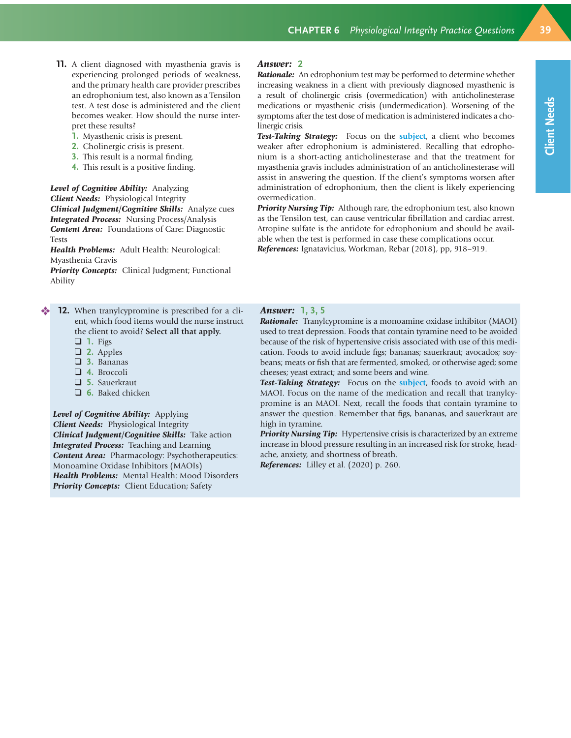**11.** A client diagnosed with myasthenia gravis is experiencing prolonged periods of weakness, and the primary health care provider prescribes an edrophonium test, also known as a Tensilon test. A test dose is administered and the client becomes weaker. How should the nurse interpret these results?

1. Myasthenic crisis is present.
2. Cholinergic crisis is present.
3. This result is a normal finding.
4. This result is a positive finding.

***Level of Cognitive Ability:*** Analyzing
***Client Needs:*** Physiological Integrity
***Clinical Judgment/Cognitive Skills:*** Analyze cues
***Integrated Process:*** Nursing Process/Analysis
***Content Area:*** Foundations of Care: Diagnostic Tests
***Health Problems:*** Adult Health: Neurological: Myasthenia Gravis
***Priority Concepts:*** Clinical Judgment; Functional Ability

***Answer:*** **2**

***Rationale:*** An edrophonium test may be performed to determine whether increasing weakness in a client with previously diagnosed myasthenic is a result of cholinergic crisis (overmedication) with anticholinesterase medications or myasthenic crisis (undermedication). Worsening of the symptoms after the test dose of medication is administered indicates a cholinergic crisis.

***Test-Taking Strategy:*** Focus on the **subject**, a client who becomes weaker after edrophonium is administered. Recalling that edrophonium is a short-acting anticholinesterase and that the treatment for myasthenia gravis includes administration of an anticholinesterase will assist in answering the question. If the client's symptoms worsen after administration of edrophonium, then the client is likely experiencing overmedication.

***Priority Nursing Tip:*** Although rare, the edrophonium test, also known as the Tensilon test, can cause ventricular fibrillation and cardiac arrest. Atropine sulfate is the antidote for edrophonium and should be available when the test is performed in case these complications occur.

***References:*** Ignatavicius, Workman, Rebar (2018), pp, 918–919.

❖ **12.** When tranylcypromine is prescribed for a client, which food items would the nurse instruct the client to avoid? **Select all that apply.**

- ❑ 1. Figs
- ❑ 2. Apples
- ❑ 3. Bananas
- ❑ 4. Broccoli
- ❑ 5. Sauerkraut
- ❑ 6. Baked chicken

***Level of Cognitive Ability:*** Applying
***Client Needs:*** Physiological Integrity
***Clinical Judgment/Cognitive Skills:*** Take action
***Integrated Process:*** Teaching and Learning
***Content Area:*** Pharmacology: Psychotherapeutics: Monoamine Oxidase Inhibitors (MAOIs)
***Health Problems:*** Mental Health: Mood Disorders
***Priority Concepts:*** Client Education; Safety

***Answer:*** **1, 3, 5**

***Rationale:*** Tranylcypromine is a monoamine oxidase inhibitor (MAOI) used to treat depression. Foods that contain tyramine need to be avoided because of the risk of hypertensive crisis associated with use of this medication. Foods to avoid include figs; bananas; sauerkraut; avocados; soybeans; meats or fish that are fermented, smoked, or otherwise aged; some cheeses; yeast extract; and some beers and wine.

***Test-Taking Strategy:*** Focus on the **subject**, foods to avoid with an MAOI. Focus on the name of the medication and recall that tranylcypromine is an MAOI. Next, recall the foods that contain tyramine to answer the question. Remember that figs, bananas, and sauerkraut are high in tyramine.

***Priority Nursing Tip:*** Hypertensive crisis is characterized by an extreme increase in blood pressure resulting in an increased risk for stroke, headache, anxiety, and shortness of breath.

***References:*** Lilley et al. (2020) p. 260.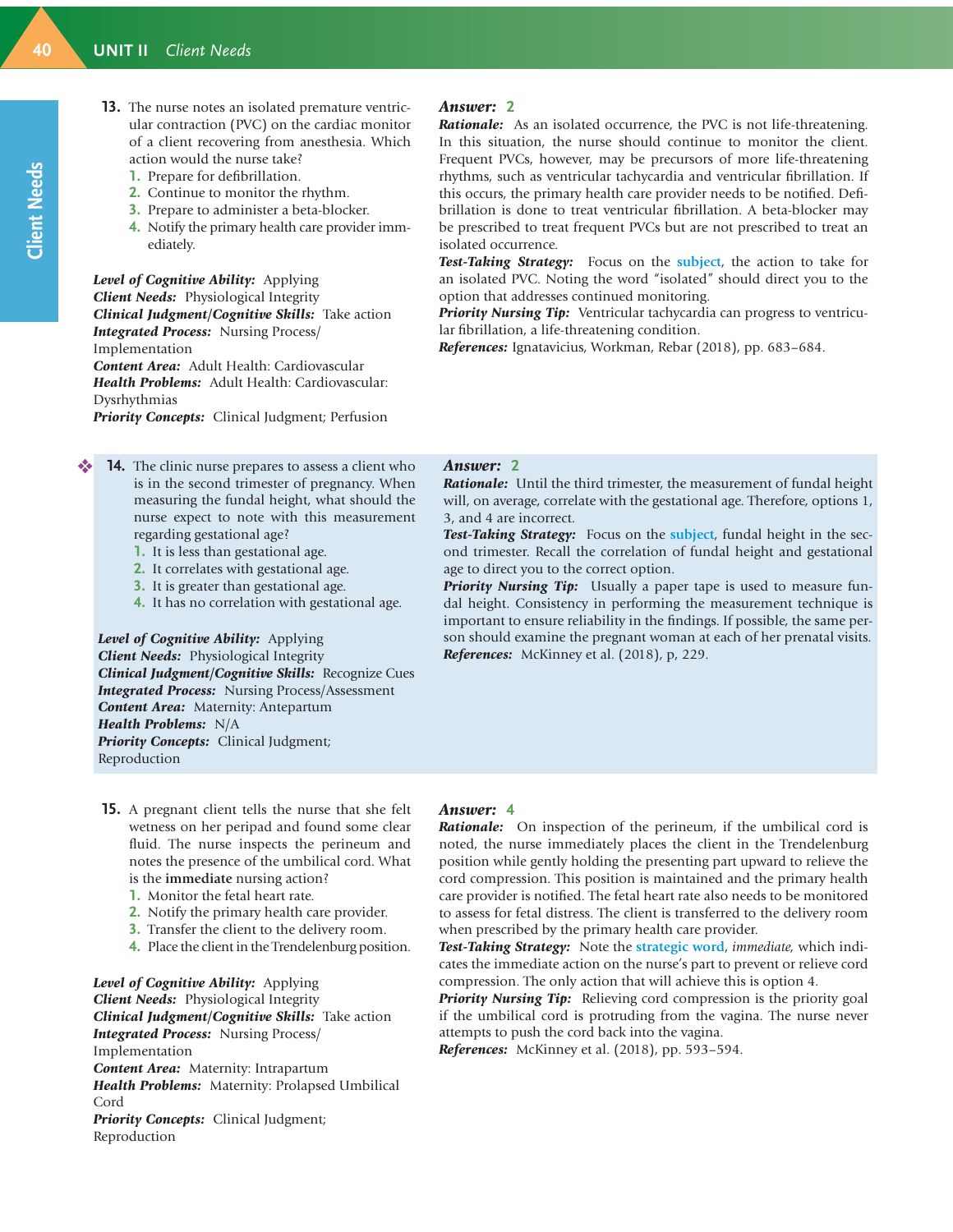13. The nurse notes an isolated premature ventricular contraction (PVC) on the cardiac monitor of a client recovering from anesthesia. Which action would the nurse take?
   1. Prepare for defibrillation.
   2. Continue to monitor the rhythm.
   3. Prepare to administer a beta-blocker.
   4. Notify the primary health care provider immediately.

***Level of Cognitive Ability:*** Applying
***Client Needs:*** Physiological Integrity
***Clinical Judgment/Cognitive Skills:*** Take action
***Integrated Process:*** Nursing Process/Implementation
***Content Area:*** Adult Health: Cardiovascular
***Health Problems:*** Adult Health: Cardiovascular: Dysrhythmias
***Priority Concepts:*** Clinical Judgment; Perfusion

***Answer:*** 2
***Rationale:*** As an isolated occurrence, the PVC is not life-threatening. In this situation, the nurse should continue to monitor the client. Frequent PVCs, however, may be precursors of more life-threatening rhythms, such as ventricular tachycardia and ventricular fibrillation. If this occurs, the primary health care provider needs to be notified. Defibrillation is done to treat ventricular fibrillation. A beta-blocker may be prescribed to treat frequent PVCs but are not prescribed to treat an isolated occurrence.
***Test-Taking Strategy:*** Focus on the **subject**, the action to take for an isolated PVC. Noting the word "isolated" should direct you to the option that addresses continued monitoring.
***Priority Nursing Tip:*** Ventricular tachycardia can progress to ventricular fibrillation, a life-threatening condition.
***References:*** Ignatavicius, Workman, Rebar (2018), pp. 683–684.

14. The clinic nurse prepares to assess a client who is in the second trimester of pregnancy. When measuring the fundal height, what should the nurse expect to note with this measurement regarding gestational age?
   1. It is less than gestational age.
   2. It correlates with gestational age.
   3. It is greater than gestational age.
   4. It has no correlation with gestational age.

***Level of Cognitive Ability:*** Applying
***Client Needs:*** Physiological Integrity
***Clinical Judgment/Cognitive Skills:*** Recognize Cues
***Integrated Process:*** Nursing Process/Assessment
***Content Area:*** Maternity: Antepartum
***Health Problems:*** N/A
***Priority Concepts:*** Clinical Judgment; Reproduction

***Answer:*** 2
***Rationale:*** Until the third trimester, the measurement of fundal height will, on average, correlate with the gestational age. Therefore, options 1, 3, and 4 are incorrect.
***Test-Taking Strategy:*** Focus on the **subject**, fundal height in the second trimester. Recall the correlation of fundal height and gestational age to direct you to the correct option.
***Priority Nursing Tip:*** Usually a paper tape is used to measure fundal height. Consistency in performing the measurement technique is important to ensure reliability in the findings. If possible, the same person should examine the pregnant woman at each of her prenatal visits.
***References:*** McKinney et al. (2018), p, 229.

15. A pregnant client tells the nurse that she felt wetness on her peripad and found some clear fluid. The nurse inspects the perineum and notes the presence of the umbilical cord. What is the **immediate** nursing action?
   1. Monitor the fetal heart rate.
   2. Notify the primary health care provider.
   3. Transfer the client to the delivery room.
   4. Place the client in the Trendelenburg position.

***Level of Cognitive Ability:*** Applying
***Client Needs:*** Physiological Integrity
***Clinical Judgment/Cognitive Skills:*** Take action
***Integrated Process:*** Nursing Process/Implementation
***Content Area:*** Maternity: Intrapartum
***Health Problems:*** Maternity: Prolapsed Umbilical Cord
***Priority Concepts:*** Clinical Judgment; Reproduction

***Answer:*** 4
***Rationale:*** On inspection of the perineum, if the umbilical cord is noted, the nurse immediately places the client in the Trendelenburg position while gently holding the presenting part upward to relieve the cord compression. This position is maintained and the primary health care provider is notified. The fetal heart rate also needs to be monitored to assess for fetal distress. The client is transferred to the delivery room when prescribed by the primary health care provider.
***Test-Taking Strategy:*** Note the **strategic word**, *immediate,* which indicates the immediate action on the nurse's part to prevent or relieve cord compression. The only action that will achieve this is option 4.
***Priority Nursing Tip:*** Relieving cord compression is the priority goal if the umbilical cord is protruding from the vagina. The nurse never attempts to push the cord back into the vagina.
***References:*** McKinney et al. (2018), pp. 593–594.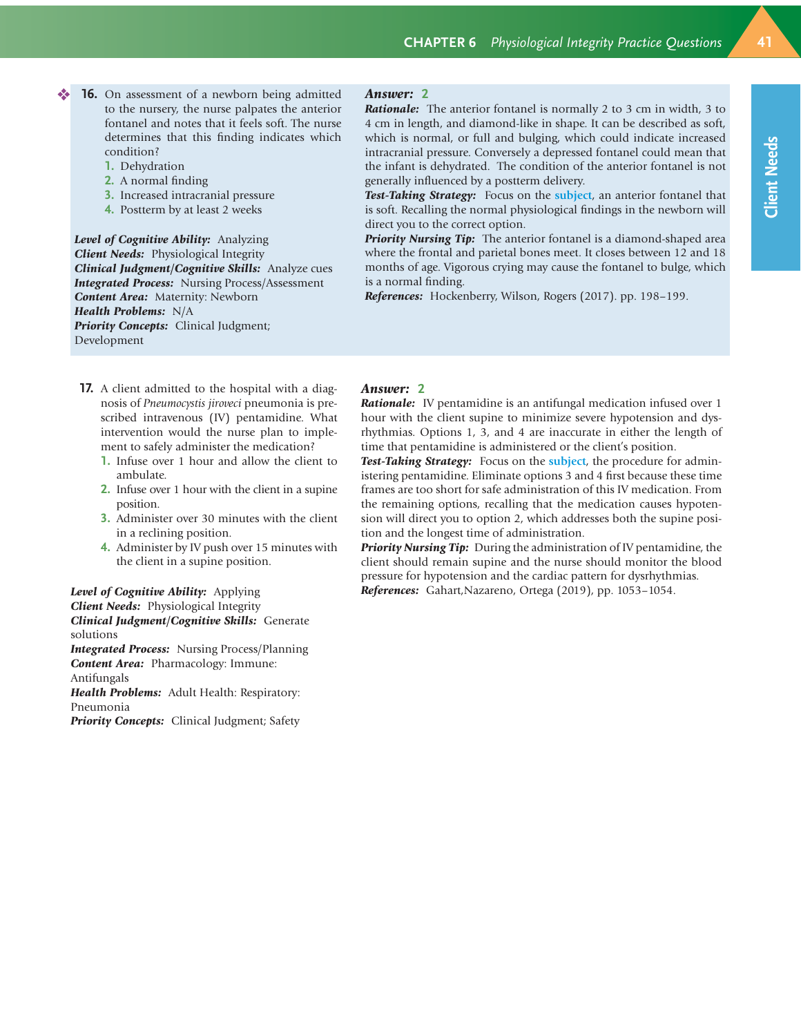❖ **16.** On assessment of a newborn being admitted to the nursery, the nurse palpates the anterior fontanel and notes that it feels soft. The nurse determines that this finding indicates which condition?

1. Dehydration
2. A normal finding
3. Increased intracranial pressure
4. Postterm by at least 2 weeks

***Level of Cognitive Ability:*** Analyzing
***Client Needs:*** Physiological Integrity
***Clinical Judgment/Cognitive Skills:*** Analyze cues
***Integrated Process:*** Nursing Process/Assessment
***Content Area:*** Maternity: Newborn
***Health Problems:*** N/A
***Priority Concepts:*** Clinical Judgment; Development

***Answer:*** 2

***Rationale:*** The anterior fontanel is normally 2 to 3 cm in width, 3 to 4 cm in length, and diamond-like in shape. It can be described as soft, which is normal, or full and bulging, which could indicate increased intracranial pressure. Conversely a depressed fontanel could mean that the infant is dehydrated. The condition of the anterior fontanel is not generally influenced by a postterm delivery.

***Test-Taking Strategy:*** Focus on the **subject**, an anterior fontanel that is soft. Recalling the normal physiological findings in the newborn will direct you to the correct option.

***Priority Nursing Tip:*** The anterior fontanel is a diamond-shaped area where the frontal and parietal bones meet. It closes between 12 and 18 months of age. Vigorous crying may cause the fontanel to bulge, which is a normal finding.

***References:*** Hockenberry, Wilson, Rogers (2017). pp. 198–199.

**17.** A client admitted to the hospital with a diagnosis of *Pneumocystis jiroveci* pneumonia is prescribed intravenous (IV) pentamidine. What intervention would the nurse plan to implement to safely administer the medication?

1. Infuse over 1 hour and allow the client to ambulate.
2. Infuse over 1 hour with the client in a supine position.
3. Administer over 30 minutes with the client in a reclining position.
4. Administer by IV push over 15 minutes with the client in a supine position.

***Level of Cognitive Ability:*** Applying
***Client Needs:*** Physiological Integrity
***Clinical Judgment/Cognitive Skills:*** Generate solutions
***Integrated Process:*** Nursing Process/Planning
***Content Area:*** Pharmacology: Immune: Antifungals
***Health Problems:*** Adult Health: Respiratory: Pneumonia
***Priority Concepts:*** Clinical Judgment; Safety

***Answer:*** 2

***Rationale:*** IV pentamidine is an antifungal medication infused over 1 hour with the client supine to minimize severe hypotension and dysrhythmias. Options 1, 3, and 4 are inaccurate in either the length of time that pentamidine is administered or the client's position.

***Test-Taking Strategy:*** Focus on the **subject**, the procedure for administering pentamidine. Eliminate options 3 and 4 first because these time frames are too short for safe administration of this IV medication. From the remaining options, recalling that the medication causes hypotension will direct you to option 2, which addresses both the supine position and the longest time of administration.

***Priority Nursing Tip:*** During the administration of IV pentamidine, the client should remain supine and the nurse should monitor the blood pressure for hypotension and the cardiac pattern for dysrhythmias.

***References:*** Gahart,Nazareno, Ortega (2019), pp. 1053–1054.